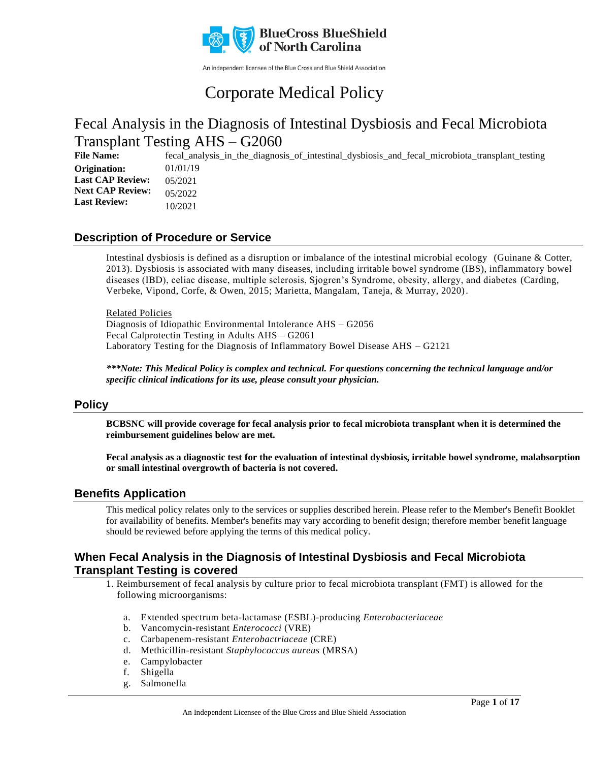BlueCross BlueShield of North Carolina

An independent licensee of the Blue Cross and Blue Shield Association

# Corporate Medical Policy

## Fecal Analysis in the Diagnosis of Intestinal Dysbiosis and Fecal Microbiota Transplant Testing AHS – G2060

**File Name:** fecal_analysis_in_the_diagnosis_of_intestinal_dysbiosis_and_fecal_microbiota_transplant_testing
**Origination:** 01/01/19
**Last CAP Review:** 05/2021
**Next CAP Review:** 05/2022
**Last Review:** 10/2021

## Description of Procedure or Service

Intestinal dysbiosis is defined as a disruption or imbalance of the intestinal microbial ecology (Guinane & Cotter, 2013). Dysbiosis is associated with many diseases, including irritable bowel syndrome (IBS), inflammatory bowel diseases (IBD), celiac disease, multiple sclerosis, Sjogren's Syndrome, obesity, allergy, and diabetes (Carding, Verbeke, Vipond, Corfe, & Owen, 2015; Marietta, Mangalam, Taneja, & Murray, 2020).

Related Policies
Diagnosis of Idiopathic Environmental Intolerance AHS – G2056
Fecal Calprotectin Testing in Adults AHS – G2061
Laboratory Testing for the Diagnosis of Inflammatory Bowel Disease AHS – G2121

***\*\*\*Note: This Medical Policy is complex and technical. For questions concerning the technical language and/or specific clinical indications for its use, please consult your physician.***

## Policy

**BCBSNC will provide coverage for fecal analysis prior to fecal microbiota transplant when it is determined the reimbursement guidelines below are met.**

**Fecal analysis as a diagnostic test for the evaluation of intestinal dysbiosis, irritable bowel syndrome, malabsorption or small intestinal overgrowth of bacteria is not covered.**

## Benefits Application

This medical policy relates only to the services or supplies described herein. Please refer to the Member's Benefit Booklet for availability of benefits. Member's benefits may vary according to benefit design; therefore member benefit language should be reviewed before applying the terms of this medical policy.

## When Fecal Analysis in the Diagnosis of Intestinal Dysbiosis and Fecal Microbiota Transplant Testing is covered

1. Reimbursement of fecal analysis by culture prior to fecal microbiota transplant (FMT) is allowed for the following microorganisms:

   a. Extended spectrum beta-lactamase (ESBL)-producing *Enterobacteriaceae*
   b. Vancomycin-resistant *Enterococci* (VRE)
   c. Carbapenem-resistant *Enterobactriaceae* (CRE)
   d. Methicillin-resistant *Staphylococcus aureus* (MRSA)
   e. Campylobacter
   f. Shigella
   g. Salmonella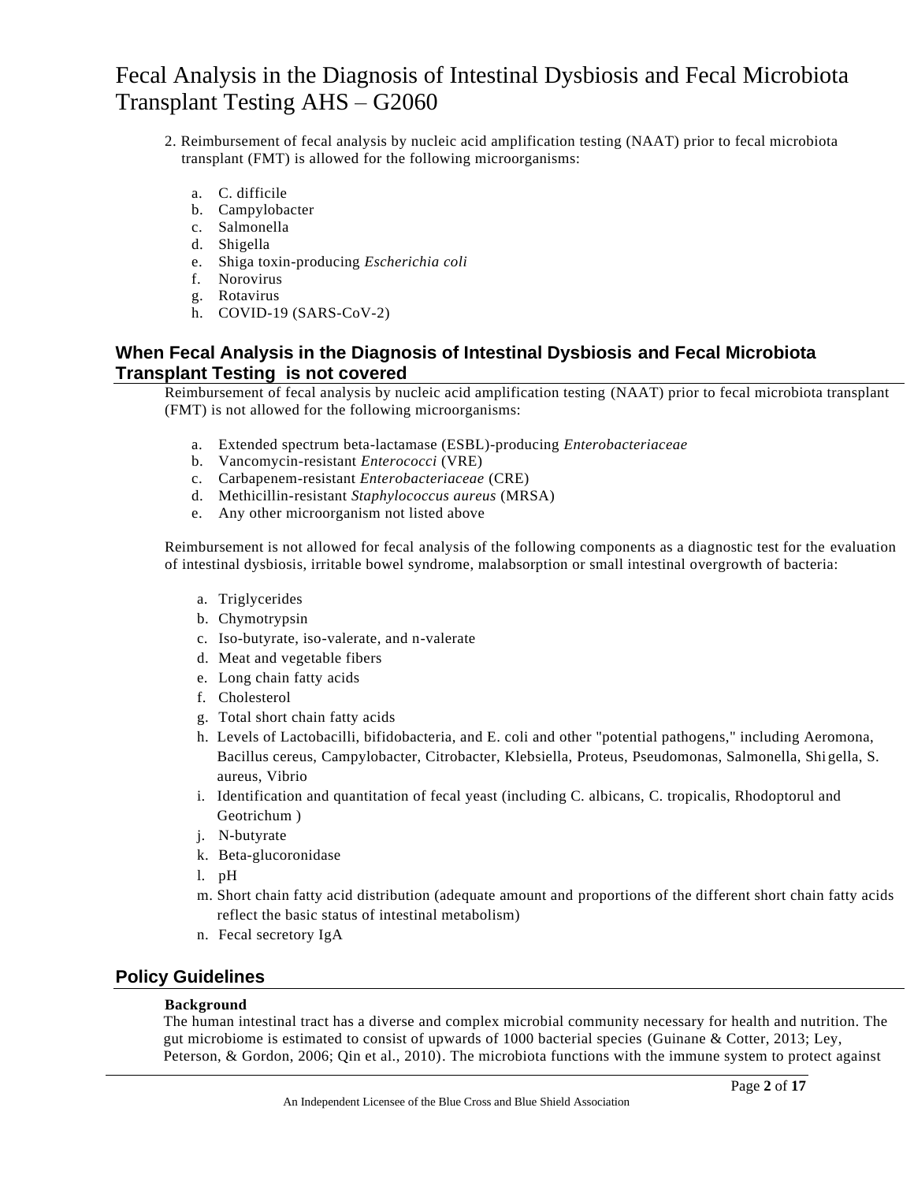2. Reimbursement of fecal analysis by nucleic acid amplification testing (NAAT) prior to fecal microbiota transplant (FMT) is allowed for the following microorganisms:

   a. C. difficile
   b. Campylobacter
   c. Salmonella
   d. Shigella
   e. Shiga toxin-producing *Escherichia coli*
   f. Norovirus
   g. Rotavirus
   h. COVID-19 (SARS-CoV-2)

## When Fecal Analysis in the Diagnosis of Intestinal Dysbiosis and Fecal Microbiota Transplant Testing is not covered

Reimbursement of fecal analysis by nucleic acid amplification testing (NAAT) prior to fecal microbiota transplant (FMT) is not allowed for the following microorganisms:

a. Extended spectrum beta-lactamase (ESBL)-producing *Enterobacteriaceae*
b. Vancomycin-resistant *Enterococci* (VRE)
c. Carbapenem-resistant *Enterobacteriaceae* (CRE)
d. Methicillin-resistant *Staphylococcus aureus* (MRSA)
e. Any other microorganism not listed above

Reimbursement is not allowed for fecal analysis of the following components as a diagnostic test for the evaluation of intestinal dysbiosis, irritable bowel syndrome, malabsorption or small intestinal overgrowth of bacteria:

a. Triglycerides
b. Chymotrypsin
c. Iso-butyrate, iso-valerate, and n-valerate
d. Meat and vegetable fibers
e. Long chain fatty acids
f. Cholesterol
g. Total short chain fatty acids
h. Levels of Lactobacilli, bifidobacteria, and E. coli and other "potential pathogens," including Aeromona, Bacillus cereus, Campylobacter, Citrobacter, Klebsiella, Proteus, Pseudomonas, Salmonella, Shigella, S. aureus, Vibrio
i. Identification and quantitation of fecal yeast (including C. albicans, C. tropicalis, Rhodoptorul and Geotrichum )
j. N-butyrate
k. Beta-glucoronidase
l. pH
m. Short chain fatty acid distribution (adequate amount and proportions of the different short chain fatty acids reflect the basic status of intestinal metabolism)
n. Fecal secretory IgA

## Policy Guidelines

**Background**

The human intestinal tract has a diverse and complex microbial community necessary for health and nutrition. The gut microbiome is estimated to consist of upwards of 1000 bacterial species (Guinane & Cotter, 2013; Ley, Peterson, & Gordon, 2006; Qin et al., 2010). The microbiota functions with the immune system to protect against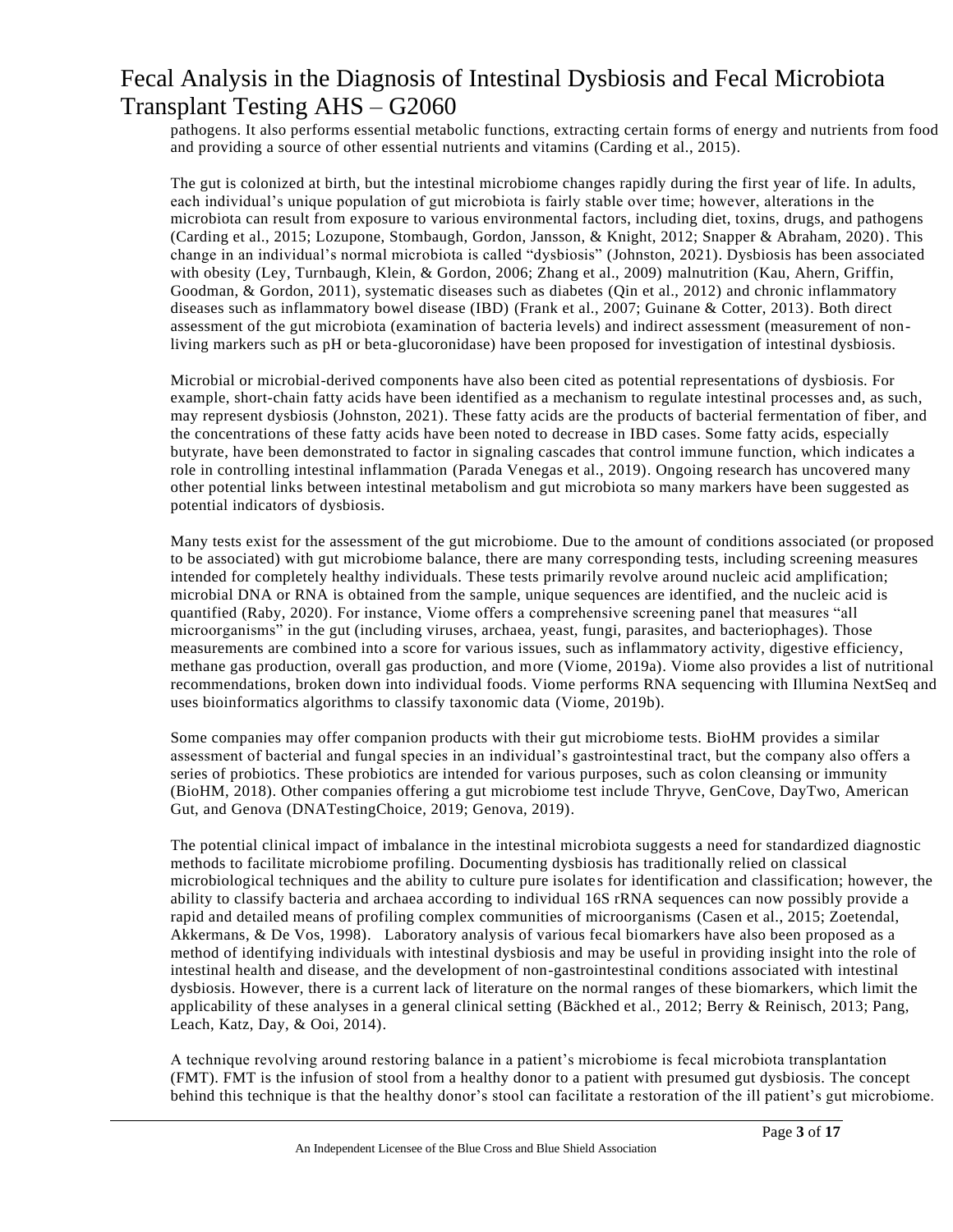pathogens. It also performs essential metabolic functions, extracting certain forms of energy and nutrients from food and providing a source of other essential nutrients and vitamins (Carding et al., 2015).

The gut is colonized at birth, but the intestinal microbiome changes rapidly during the first year of life. In adults, each individual's unique population of gut microbiota is fairly stable over time; however, alterations in the microbiota can result from exposure to various environmental factors, including diet, toxins, drugs, and pathogens (Carding et al., 2015; Lozupone, Stombaugh, Gordon, Jansson, & Knight, 2012; Snapper & Abraham, 2020). This change in an individual's normal microbiota is called "dysbiosis" (Johnston, 2021). Dysbiosis has been associated with obesity (Ley, Turnbaugh, Klein, & Gordon, 2006; Zhang et al., 2009) malnutrition (Kau, Ahern, Griffin, Goodman, & Gordon, 2011), systematic diseases such as diabetes (Qin et al., 2012) and chronic inflammatory diseases such as inflammatory bowel disease (IBD) (Frank et al., 2007; Guinane & Cotter, 2013). Both direct assessment of the gut microbiota (examination of bacteria levels) and indirect assessment (measurement of non-living markers such as pH or beta-glucoronidase) have been proposed for investigation of intestinal dysbiosis.

Microbial or microbial-derived components have also been cited as potential representations of dysbiosis. For example, short-chain fatty acids have been identified as a mechanism to regulate intestinal processes and, as such, may represent dysbiosis (Johnston, 2021). These fatty acids are the products of bacterial fermentation of fiber, and the concentrations of these fatty acids have been noted to decrease in IBD cases. Some fatty acids, especially butyrate, have been demonstrated to factor in signaling cascades that control immune function, which indicates a role in controlling intestinal inflammation (Parada Venegas et al., 2019). Ongoing research has uncovered many other potential links between intestinal metabolism and gut microbiota so many markers have been suggested as potential indicators of dysbiosis.

Many tests exist for the assessment of the gut microbiome. Due to the amount of conditions associated (or proposed to be associated) with gut microbiome balance, there are many corresponding tests, including screening measures intended for completely healthy individuals. These tests primarily revolve around nucleic acid amplification; microbial DNA or RNA is obtained from the sample, unique sequences are identified, and the nucleic acid is quantified (Raby, 2020). For instance, Viome offers a comprehensive screening panel that measures "all microorganisms" in the gut (including viruses, archaea, yeast, fungi, parasites, and bacteriophages). Those measurements are combined into a score for various issues, such as inflammatory activity, digestive efficiency, methane gas production, overall gas production, and more (Viome, 2019a). Viome also provides a list of nutritional recommendations, broken down into individual foods. Viome performs RNA sequencing with Illumina NextSeq and uses bioinformatics algorithms to classify taxonomic data (Viome, 2019b).

Some companies may offer companion products with their gut microbiome tests. BioHM provides a similar assessment of bacterial and fungal species in an individual's gastrointestinal tract, but the company also offers a series of probiotics. These probiotics are intended for various purposes, such as colon cleansing or immunity (BioHM, 2018). Other companies offering a gut microbiome test include Thryve, GenCove, DayTwo, American Gut, and Genova (DNATestingChoice, 2019; Genova, 2019).

The potential clinical impact of imbalance in the intestinal microbiota suggests a need for standardized diagnostic methods to facilitate microbiome profiling. Documenting dysbiosis has traditionally relied on classical microbiological techniques and the ability to culture pure isolates for identification and classification; however, the ability to classify bacteria and archaea according to individual 16S rRNA sequences can now possibly provide a rapid and detailed means of profiling complex communities of microorganisms (Casen et al., 2015; Zoetendal, Akkermans, & De Vos, 1998). Laboratory analysis of various fecal biomarkers have also been proposed as a method of identifying individuals with intestinal dysbiosis and may be useful in providing insight into the role of intestinal health and disease, and the development of non-gastrointestinal conditions associated with intestinal dysbiosis. However, there is a current lack of literature on the normal ranges of these biomarkers, which limit the applicability of these analyses in a general clinical setting (Bäckhed et al., 2012; Berry & Reinisch, 2013; Pang, Leach, Katz, Day, & Ooi, 2014).

A technique revolving around restoring balance in a patient's microbiome is fecal microbiota transplantation (FMT). FMT is the infusion of stool from a healthy donor to a patient with presumed gut dysbiosis. The concept behind this technique is that the healthy donor's stool can facilitate a restoration of the ill patient's gut microbiome.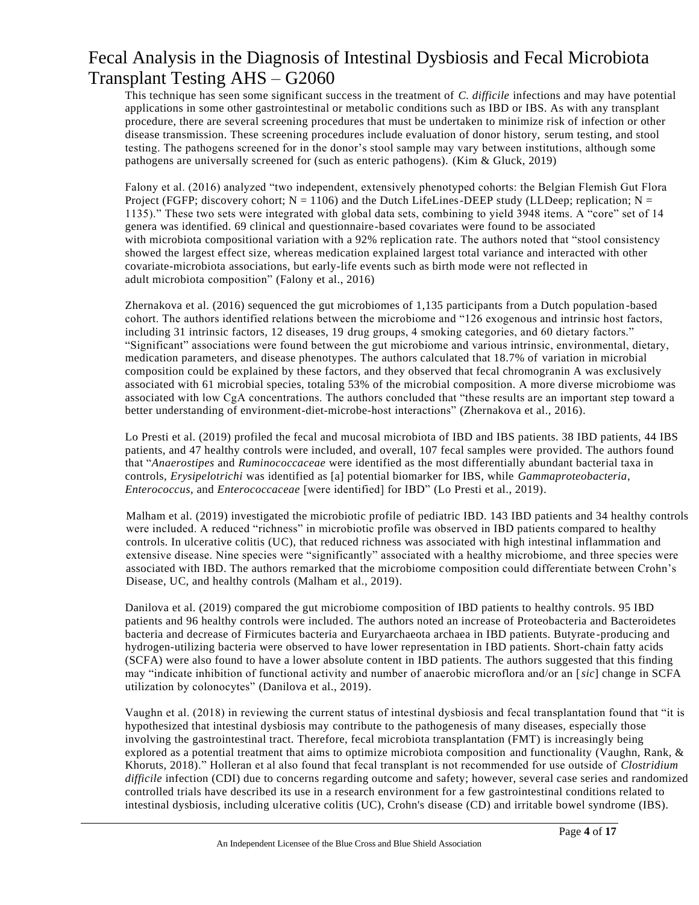This technique has seen some significant success in the treatment of *C. difficile* infections and may have potential applications in some other gastrointestinal or metabolic conditions such as IBD or IBS. As with any transplant procedure, there are several screening procedures that must be undertaken to minimize risk of infection or other disease transmission. These screening procedures include evaluation of donor history, serum testing, and stool testing. The pathogens screened for in the donor's stool sample may vary between institutions, although some pathogens are universally screened for (such as enteric pathogens). (Kim & Gluck, 2019)

Falony et al. (2016) analyzed "two independent, extensively phenotyped cohorts: the Belgian Flemish Gut Flora Project (FGFP; discovery cohort; N = 1106) and the Dutch LifeLines-DEEP study (LLDeep; replication; N = 1135)." These two sets were integrated with global data sets, combining to yield 3948 items. A "core" set of 14 genera was identified. 69 clinical and questionnaire-based covariates were found to be associated with microbiota compositional variation with a 92% replication rate. The authors noted that "stool consistency showed the largest effect size, whereas medication explained largest total variance and interacted with other covariate-microbiota associations, but early-life events such as birth mode were not reflected in adult microbiota composition" (Falony et al., 2016)

Zhernakova et al. (2016) sequenced the gut microbiomes of 1,135 participants from a Dutch population-based cohort. The authors identified relations between the microbiome and "126 exogenous and intrinsic host factors, including 31 intrinsic factors, 12 diseases, 19 drug groups, 4 smoking categories, and 60 dietary factors." "Significant" associations were found between the gut microbiome and various intrinsic, environmental, dietary, medication parameters, and disease phenotypes. The authors calculated that 18.7% of variation in microbial composition could be explained by these factors, and they observed that fecal chromogranin A was exclusively associated with 61 microbial species, totaling 53% of the microbial composition. A more diverse microbiome was associated with low CgA concentrations. The authors concluded that "these results are an important step toward a better understanding of environment-diet-microbe-host interactions" (Zhernakova et al., 2016).

Lo Presti et al. (2019) profiled the fecal and mucosal microbiota of IBD and IBS patients. 38 IBD patients, 44 IBS patients, and 47 healthy controls were included, and overall, 107 fecal samples were provided. The authors found that "*Anaerostipes* and *Ruminococcaceae* were identified as the most differentially abundant bacterial taxa in controls, *Erysipelotrichi* was identified as [a] potential biomarker for IBS, while *Gammaproteobacteria*, *Enterococcus*, and *Enterococcaceae* [were identified] for IBD" (Lo Presti et al., 2019).

Malham et al. (2019) investigated the microbiotic profile of pediatric IBD. 143 IBD patients and 34 healthy controls were included. A reduced "richness" in microbiotic profile was observed in IBD patients compared to healthy controls. In ulcerative colitis (UC), that reduced richness was associated with high intestinal inflammation and extensive disease. Nine species were "significantly" associated with a healthy microbiome, and three species were associated with IBD. The authors remarked that the microbiome composition could differentiate between Crohn's Disease, UC, and healthy controls (Malham et al., 2019).

Danilova et al. (2019) compared the gut microbiome composition of IBD patients to healthy controls. 95 IBD patients and 96 healthy controls were included. The authors noted an increase of Proteobacteria and Bacteroidetes bacteria and decrease of Firmicutes bacteria and Euryarchaeota archaea in IBD patients. Butyrate-producing and hydrogen-utilizing bacteria were observed to have lower representation in IBD patients. Short-chain fatty acids (SCFA) were also found to have a lower absolute content in IBD patients. The authors suggested that this finding may "indicate inhibition of functional activity and number of anaerobic microflora and/or an [*sic*] change in SCFA utilization by colonocytes" (Danilova et al., 2019).

Vaughn et al. (2018) in reviewing the current status of intestinal dysbiosis and fecal transplantation found that "it is hypothesized that intestinal dysbiosis may contribute to the pathogenesis of many diseases, especially those involving the gastrointestinal tract. Therefore, fecal microbiota transplantation (FMT) is increasingly being explored as a potential treatment that aims to optimize microbiota composition and functionality (Vaughn, Rank, & Khoruts, 2018)." Holleran et al also found that fecal transplant is not recommended for use outside of *Clostridium difficile* infection (CDI) due to concerns regarding outcome and safety; however, several case series and randomized controlled trials have described its use in a research environment for a few gastrointestinal conditions related to intestinal dysbiosis, including ulcerative colitis (UC), Crohn's disease (CD) and irritable bowel syndrome (IBS).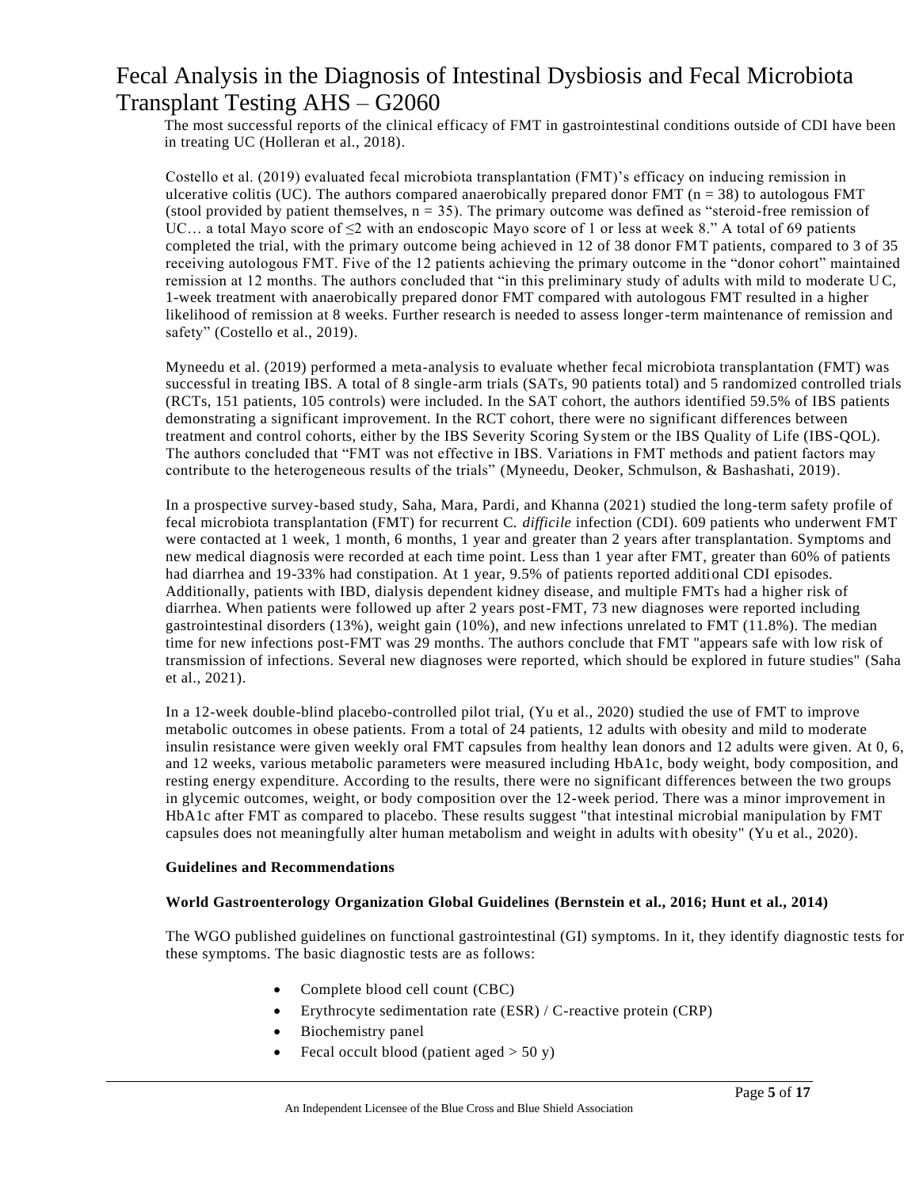The most successful reports of the clinical efficacy of FMT in gastrointestinal conditions outside of CDI have been in treating UC (Holleran et al., 2018).

Costello et al. (2019) evaluated fecal microbiota transplantation (FMT)'s efficacy on inducing remission in ulcerative colitis (UC). The authors compared anaerobically prepared donor FMT (n = 38) to autologous FMT (stool provided by patient themselves, n = 35). The primary outcome was defined as "steroid-free remission of UC… a total Mayo score of ≤2 with an endoscopic Mayo score of 1 or less at week 8." A total of 69 patients completed the trial, with the primary outcome being achieved in 12 of 38 donor FMT patients, compared to 3 of 35 receiving autologous FMT. Five of the 12 patients achieving the primary outcome in the "donor cohort" maintained remission at 12 months. The authors concluded that "in this preliminary study of adults with mild to moderate UC, 1-week treatment with anaerobically prepared donor FMT compared with autologous FMT resulted in a higher likelihood of remission at 8 weeks. Further research is needed to assess longer-term maintenance of remission and safety" (Costello et al., 2019).

Myneedu et al. (2019) performed a meta-analysis to evaluate whether fecal microbiota transplantation (FMT) was successful in treating IBS. A total of 8 single-arm trials (SATs, 90 patients total) and 5 randomized controlled trials (RCTs, 151 patients, 105 controls) were included. In the SAT cohort, the authors identified 59.5% of IBS patients demonstrating a significant improvement. In the RCT cohort, there were no significant differences between treatment and control cohorts, either by the IBS Severity Scoring System or the IBS Quality of Life (IBS-QOL). The authors concluded that "FMT was not effective in IBS. Variations in FMT methods and patient factors may contribute to the heterogeneous results of the trials" (Myneedu, Deoker, Schmulson, & Bashashati, 2019).

In a prospective survey-based study, Saha, Mara, Pardi, and Khanna (2021) studied the long-term safety profile of fecal microbiota transplantation (FMT) for recurrent C. *difficile* infection (CDI). 609 patients who underwent FMT were contacted at 1 week, 1 month, 6 months, 1 year and greater than 2 years after transplantation. Symptoms and new medical diagnosis were recorded at each time point. Less than 1 year after FMT, greater than 60% of patients had diarrhea and 19-33% had constipation. At 1 year, 9.5% of patients reported additional CDI episodes. Additionally, patients with IBD, dialysis dependent kidney disease, and multiple FMTs had a higher risk of diarrhea. When patients were followed up after 2 years post-FMT, 73 new diagnoses were reported including gastrointestinal disorders (13%), weight gain (10%), and new infections unrelated to FMT (11.8%). The median time for new infections post-FMT was 29 months. The authors conclude that FMT "appears safe with low risk of transmission of infections. Several new diagnoses were reported, which should be explored in future studies" (Saha et al., 2021).

In a 12-week double-blind placebo-controlled pilot trial, (Yu et al., 2020) studied the use of FMT to improve metabolic outcomes in obese patients. From a total of 24 patients, 12 adults with obesity and mild to moderate insulin resistance were given weekly oral FMT capsules from healthy lean donors and 12 adults were given. At 0, 6, and 12 weeks, various metabolic parameters were measured including HbA1c, body weight, body composition, and resting energy expenditure. According to the results, there were no significant differences between the two groups in glycemic outcomes, weight, or body composition over the 12-week period. There was a minor improvement in HbA1c after FMT as compared to placebo. These results suggest "that intestinal microbial manipulation by FMT capsules does not meaningfully alter human metabolism and weight in adults with obesity" (Yu et al., 2020).

**Guidelines and Recommendations**

**World Gastroenterology Organization Global Guidelines (Bernstein et al., 2016; Hunt et al., 2014)**

The WGO published guidelines on functional gastrointestinal (GI) symptoms. In it, they identify diagnostic tests for these symptoms. The basic diagnostic tests are as follows:

- Complete blood cell count (CBC)
- Erythrocyte sedimentation rate (ESR) / C-reactive protein (CRP)
- Biochemistry panel
- Fecal occult blood (patient aged > 50 y)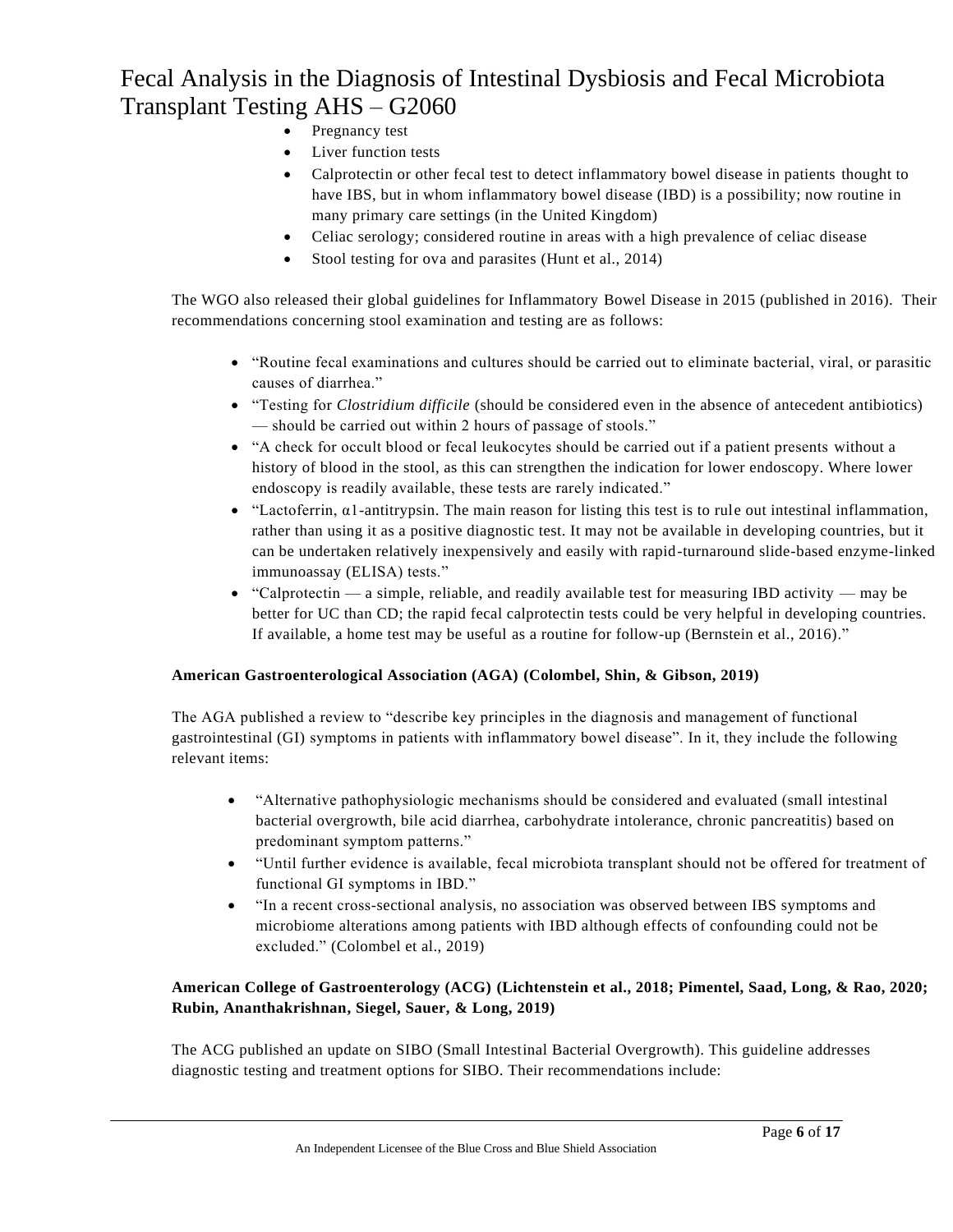- Pregnancy test
- Liver function tests
- Calprotectin or other fecal test to detect inflammatory bowel disease in patients thought to have IBS, but in whom inflammatory bowel disease (IBD) is a possibility; now routine in many primary care settings (in the United Kingdom)
- Celiac serology; considered routine in areas with a high prevalence of celiac disease
- Stool testing for ova and parasites (Hunt et al., 2014)

The WGO also released their global guidelines for Inflammatory Bowel Disease in 2015 (published in 2016). Their recommendations concerning stool examination and testing are as follows:

- "Routine fecal examinations and cultures should be carried out to eliminate bacterial, viral, or parasitic causes of diarrhea."
- "Testing for *Clostridium difficile* (should be considered even in the absence of antecedent antibiotics) — should be carried out within 2 hours of passage of stools."
- "A check for occult blood or fecal leukocytes should be carried out if a patient presents without a history of blood in the stool, as this can strengthen the indication for lower endoscopy. Where lower endoscopy is readily available, these tests are rarely indicated."
- "Lactoferrin, α1-antitrypsin. The main reason for listing this test is to rule out intestinal inflammation, rather than using it as a positive diagnostic test. It may not be available in developing countries, but it can be undertaken relatively inexpensively and easily with rapid-turnaround slide-based enzyme-linked immunoassay (ELISA) tests."
- "Calprotectin — a simple, reliable, and readily available test for measuring IBD activity — may be better for UC than CD; the rapid fecal calprotectin tests could be very helpful in developing countries. If available, a home test may be useful as a routine for follow-up (Bernstein et al., 2016)."

**American Gastroenterological Association (AGA) (Colombel, Shin, & Gibson, 2019)**

The AGA published a review to "describe key principles in the diagnosis and management of functional gastrointestinal (GI) symptoms in patients with inflammatory bowel disease". In it, they include the following relevant items:

- "Alternative pathophysiologic mechanisms should be considered and evaluated (small intestinal bacterial overgrowth, bile acid diarrhea, carbohydrate intolerance, chronic pancreatitis) based on predominant symptom patterns."
- "Until further evidence is available, fecal microbiota transplant should not be offered for treatment of functional GI symptoms in IBD."
- "In a recent cross-sectional analysis, no association was observed between IBS symptoms and microbiome alterations among patients with IBD although effects of confounding could not be excluded." (Colombel et al., 2019)

**American College of Gastroenterology (ACG) (Lichtenstein et al., 2018; Pimentel, Saad, Long, & Rao, 2020; Rubin, Ananthakrishnan, Siegel, Sauer, & Long, 2019)**

The ACG published an update on SIBO (Small Intestinal Bacterial Overgrowth). This guideline addresses diagnostic testing and treatment options for SIBO. Their recommendations include: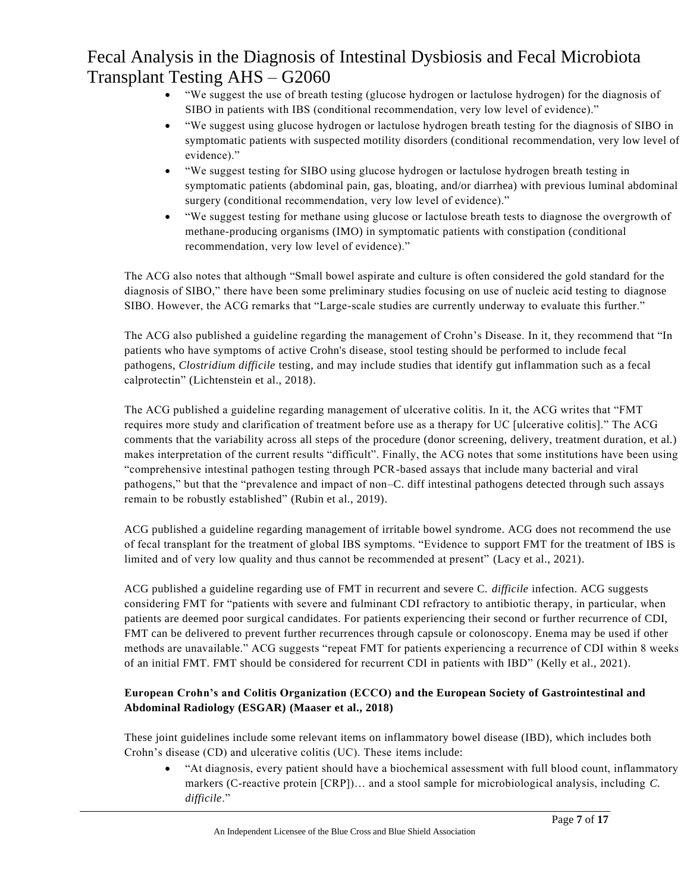- "We suggest the use of breath testing (glucose hydrogen or lactulose hydrogen) for the diagnosis of SIBO in patients with IBS (conditional recommendation, very low level of evidence)."
- "We suggest using glucose hydrogen or lactulose hydrogen breath testing for the diagnosis of SIBO in symptomatic patients with suspected motility disorders (conditional recommendation, very low level of evidence)."
- "We suggest testing for SIBO using glucose hydrogen or lactulose hydrogen breath testing in symptomatic patients (abdominal pain, gas, bloating, and/or diarrhea) with previous luminal abdominal surgery (conditional recommendation, very low level of evidence)."
- "We suggest testing for methane using glucose or lactulose breath tests to diagnose the overgrowth of methane-producing organisms (IMO) in symptomatic patients with constipation (conditional recommendation, very low level of evidence)."

The ACG also notes that although "Small bowel aspirate and culture is often considered the gold standard for the diagnosis of SIBO," there have been some preliminary studies focusing on use of nucleic acid testing to diagnose SIBO. However, the ACG remarks that "Large-scale studies are currently underway to evaluate this further."

The ACG also published a guideline regarding the management of Crohn's Disease. In it, they recommend that "In patients who have symptoms of active Crohn's disease, stool testing should be performed to include fecal pathogens, *Clostridium difficile* testing, and may include studies that identify gut inflammation such as a fecal calprotectin" (Lichtenstein et al., 2018).

The ACG published a guideline regarding management of ulcerative colitis. In it, the ACG writes that "FMT requires more study and clarification of treatment before use as a therapy for UC [ulcerative colitis]." The ACG comments that the variability across all steps of the procedure (donor screening, delivery, treatment duration, et al.) makes interpretation of the current results "difficult". Finally, the ACG notes that some institutions have been using "comprehensive intestinal pathogen testing through PCR-based assays that include many bacterial and viral pathogens," but that the "prevalence and impact of non–C. diff intestinal pathogens detected through such assays remain to be robustly established" (Rubin et al., 2019).

ACG published a guideline regarding management of irritable bowel syndrome. ACG does not recommend the use of fecal transplant for the treatment of global IBS symptoms. "Evidence to support FMT for the treatment of IBS is limited and of very low quality and thus cannot be recommended at present" (Lacy et al., 2021).

ACG published a guideline regarding use of FMT in recurrent and severe C. *difficile* infection. ACG suggests considering FMT for "patients with severe and fulminant CDI refractory to antibiotic therapy, in particular, when patients are deemed poor surgical candidates. For patients experiencing their second or further recurrence of CDI, FMT can be delivered to prevent further recurrences through capsule or colonoscopy. Enema may be used if other methods are unavailable." ACG suggests "repeat FMT for patients experiencing a recurrence of CDI within 8 weeks of an initial FMT. FMT should be considered for recurrent CDI in patients with IBD" (Kelly et al., 2021).

**European Crohn's and Colitis Organization (ECCO) and the European Society of Gastrointestinal and Abdominal Radiology (ESGAR) (Maaser et al., 2018)**

These joint guidelines include some relevant items on inflammatory bowel disease (IBD), which includes both Crohn's disease (CD) and ulcerative colitis (UC). These items include:

- "At diagnosis, every patient should have a biochemical assessment with full blood count, inflammatory markers (C-reactive protein [CRP])… and a stool sample for microbiological analysis, including *C. difficile*."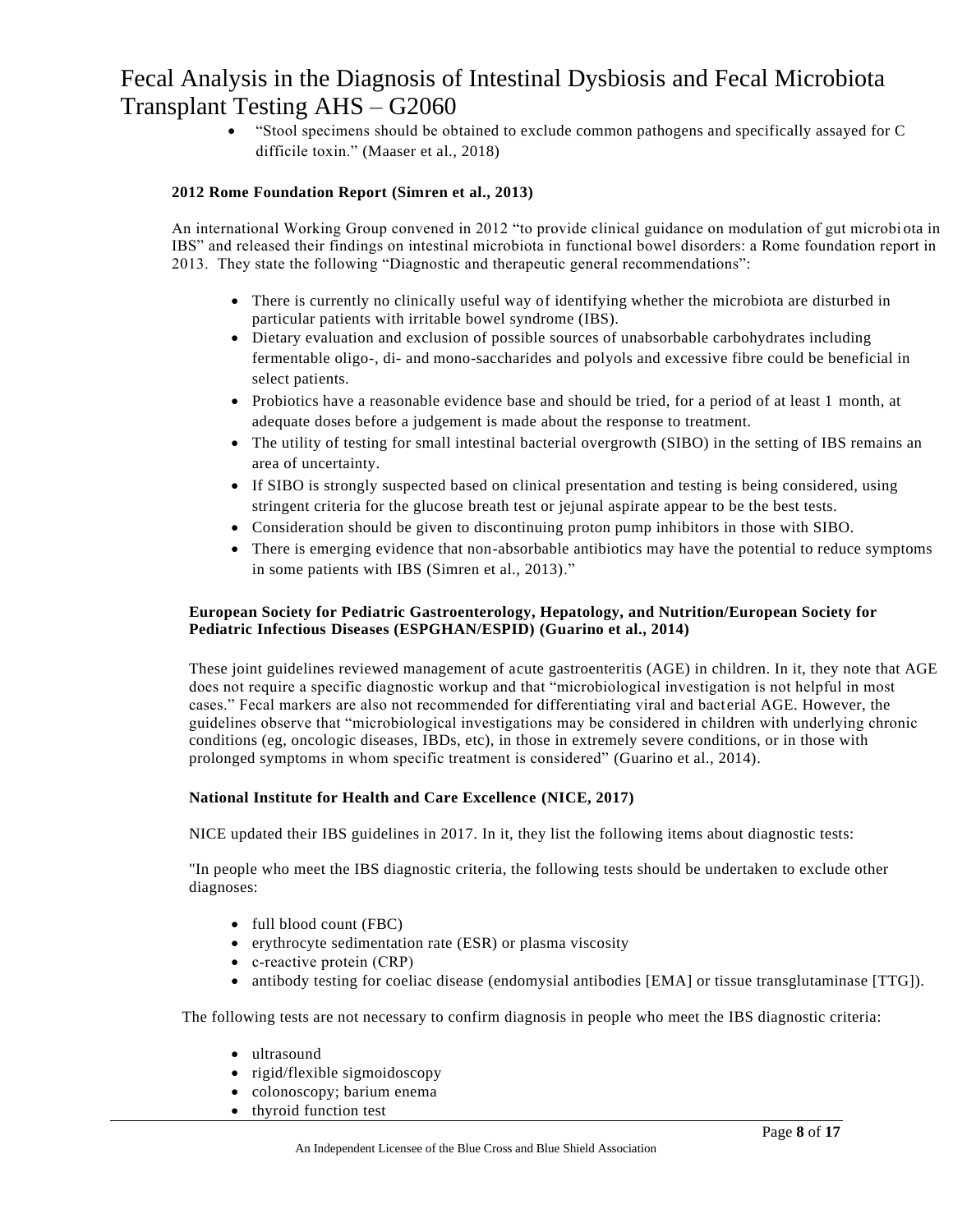- "Stool specimens should be obtained to exclude common pathogens and specifically assayed for C difficile toxin." (Maaser et al., 2018)

**2012 Rome Foundation Report (Simren et al., 2013)**

An international Working Group convened in 2012 "to provide clinical guidance on modulation of gut microbiota in IBS" and released their findings on intestinal microbiota in functional bowel disorders: a Rome foundation report in 2013. They state the following "Diagnostic and therapeutic general recommendations":

- There is currently no clinically useful way of identifying whether the microbiota are disturbed in particular patients with irritable bowel syndrome (IBS).
- Dietary evaluation and exclusion of possible sources of unabsorbable carbohydrates including fermentable oligo-, di- and mono-saccharides and polyols and excessive fibre could be beneficial in select patients.
- Probiotics have a reasonable evidence base and should be tried, for a period of at least 1 month, at adequate doses before a judgement is made about the response to treatment.
- The utility of testing for small intestinal bacterial overgrowth (SIBO) in the setting of IBS remains an area of uncertainty.
- If SIBO is strongly suspected based on clinical presentation and testing is being considered, using stringent criteria for the glucose breath test or jejunal aspirate appear to be the best tests.
- Consideration should be given to discontinuing proton pump inhibitors in those with SIBO.
- There is emerging evidence that non-absorbable antibiotics may have the potential to reduce symptoms in some patients with IBS (Simren et al., 2013)."

**European Society for Pediatric Gastroenterology, Hepatology, and Nutrition/European Society for Pediatric Infectious Diseases (ESPGHAN/ESPID) (Guarino et al., 2014)**

These joint guidelines reviewed management of acute gastroenteritis (AGE) in children. In it, they note that AGE does not require a specific diagnostic workup and that "microbiological investigation is not helpful in most cases." Fecal markers are also not recommended for differentiating viral and bacterial AGE. However, the guidelines observe that "microbiological investigations may be considered in children with underlying chronic conditions (eg, oncologic diseases, IBDs, etc), in those in extremely severe conditions, or in those with prolonged symptoms in whom specific treatment is considered" (Guarino et al., 2014).

**National Institute for Health and Care Excellence (NICE, 2017)**

NICE updated their IBS guidelines in 2017. In it, they list the following items about diagnostic tests:

"In people who meet the IBS diagnostic criteria, the following tests should be undertaken to exclude other diagnoses:

- full blood count (FBC)
- erythrocyte sedimentation rate (ESR) or plasma viscosity
- c-reactive protein (CRP)
- antibody testing for coeliac disease (endomysial antibodies [EMA] or tissue transglutaminase [TTG]).

The following tests are not necessary to confirm diagnosis in people who meet the IBS diagnostic criteria:

- ultrasound
- rigid/flexible sigmoidoscopy
- colonoscopy; barium enema
- thyroid function test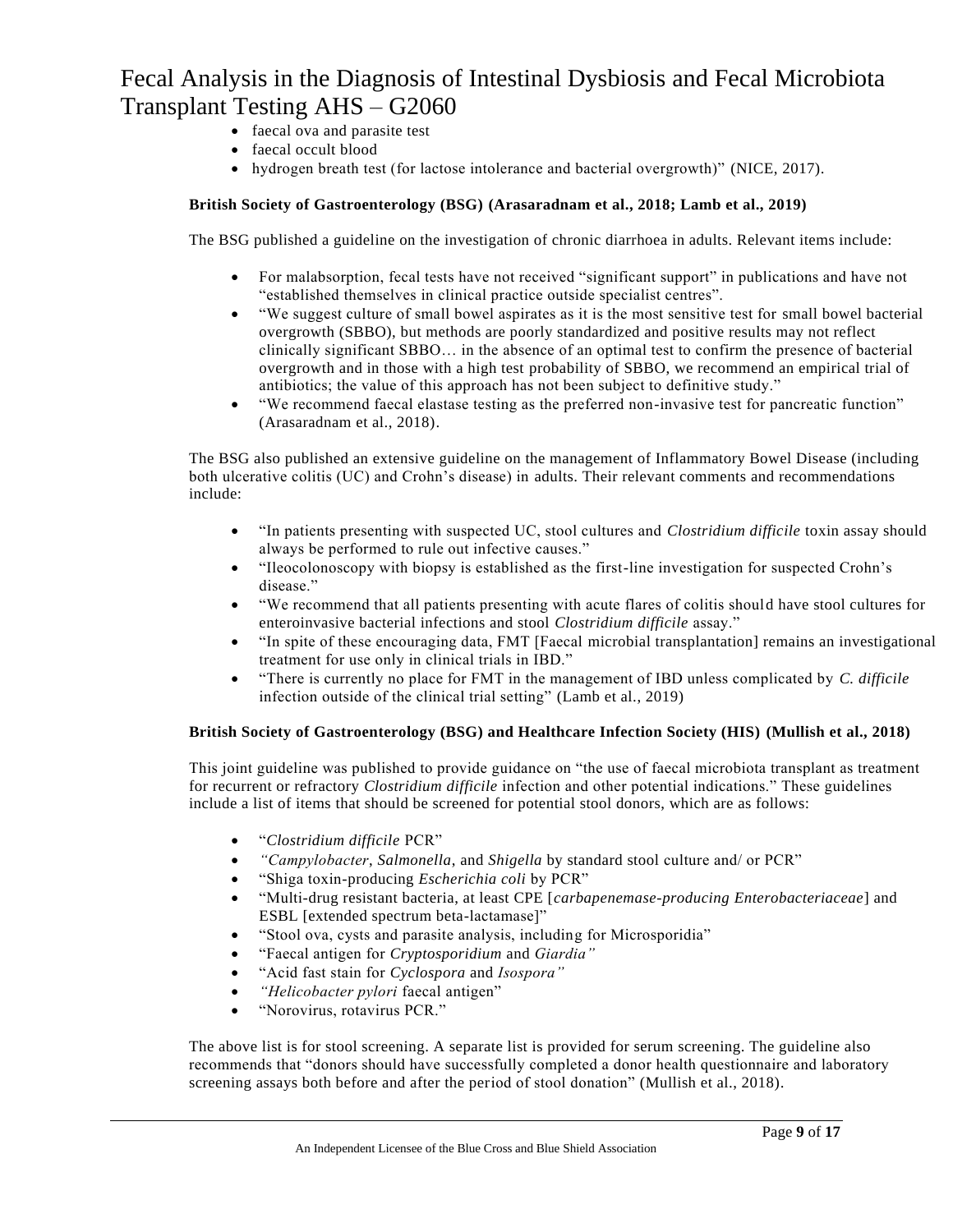- faecal ova and parasite test
- faecal occult blood
- hydrogen breath test (for lactose intolerance and bacterial overgrowth)" (NICE, 2017).

**British Society of Gastroenterology (BSG) (Arasaradnam et al., 2018; Lamb et al., 2019)**

The BSG published a guideline on the investigation of chronic diarrhoea in adults. Relevant items include:

- For malabsorption, fecal tests have not received "significant support" in publications and have not "established themselves in clinical practice outside specialist centres".
- "We suggest culture of small bowel aspirates as it is the most sensitive test for small bowel bacterial overgrowth (SBBO), but methods are poorly standardized and positive results may not reflect clinically significant SBBO… in the absence of an optimal test to confirm the presence of bacterial overgrowth and in those with a high test probability of SBBO, we recommend an empirical trial of antibiotics; the value of this approach has not been subject to definitive study."
- "We recommend faecal elastase testing as the preferred non-invasive test for pancreatic function" (Arasaradnam et al., 2018).

The BSG also published an extensive guideline on the management of Inflammatory Bowel Disease (including both ulcerative colitis (UC) and Crohn's disease) in adults. Their relevant comments and recommendations include:

- "In patients presenting with suspected UC, stool cultures and *Clostridium difficile* toxin assay should always be performed to rule out infective causes."
- "Ileocolonoscopy with biopsy is established as the first-line investigation for suspected Crohn's disease."
- "We recommend that all patients presenting with acute flares of colitis should have stool cultures for enteroinvasive bacterial infections and stool *Clostridium difficile* assay."
- "In spite of these encouraging data, FMT [Faecal microbial transplantation] remains an investigational treatment for use only in clinical trials in IBD."
- "There is currently no place for FMT in the management of IBD unless complicated by *C. difficile* infection outside of the clinical trial setting" (Lamb et al., 2019)

**British Society of Gastroenterology (BSG) and Healthcare Infection Society (HIS) (Mullish et al., 2018)**

This joint guideline was published to provide guidance on "the use of faecal microbiota transplant as treatment for recurrent or refractory *Clostridium difficile* infection and other potential indications." These guidelines include a list of items that should be screened for potential stool donors, which are as follows:

- "*Clostridium difficile* PCR"
- *"Campylobacter*, *Salmonella*, and *Shigella* by standard stool culture and/ or PCR"
- "Shiga toxin-producing *Escherichia coli* by PCR"
- "Multi-drug resistant bacteria, at least CPE [*carbapenemase-producing Enterobacteriaceae*] and ESBL [extended spectrum beta-lactamase]"
- "Stool ova, cysts and parasite analysis, including for Microsporidia"
- "Faecal antigen for *Cryptosporidium* and *Giardia"*
- "Acid fast stain for *Cyclospora* and *Isospora"*
- *"Helicobacter pylori* faecal antigen"
- "Norovirus, rotavirus PCR."

The above list is for stool screening. A separate list is provided for serum screening. The guideline also recommends that "donors should have successfully completed a donor health questionnaire and laboratory screening assays both before and after the period of stool donation" (Mullish et al., 2018).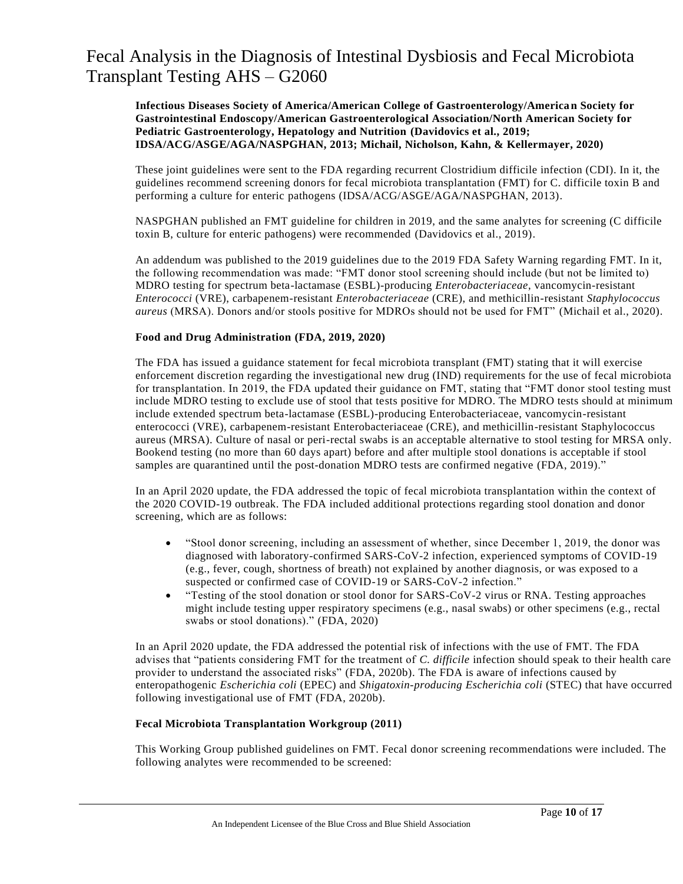**Infectious Diseases Society of America/American College of Gastroenterology/American Society for Gastrointestinal Endoscopy/American Gastroenterological Association/North American Society for Pediatric Gastroenterology, Hepatology and Nutrition (Davidovics et al., 2019; IDSA/ACG/ASGE/AGA/NASPGHAN, 2013; Michail, Nicholson, Kahn, & Kellermayer, 2020)**

These joint guidelines were sent to the FDA regarding recurrent Clostridium difficile infection (CDI). In it, the guidelines recommend screening donors for fecal microbiota transplantation (FMT) for C. difficile toxin B and performing a culture for enteric pathogens (IDSA/ACG/ASGE/AGA/NASPGHAN, 2013).

NASPGHAN published an FMT guideline for children in 2019, and the same analytes for screening (C difficile toxin B, culture for enteric pathogens) were recommended (Davidovics et al., 2019).

An addendum was published to the 2019 guidelines due to the 2019 FDA Safety Warning regarding FMT. In it, the following recommendation was made: "FMT donor stool screening should include (but not be limited to) MDRO testing for spectrum beta-lactamase (ESBL)-producing *Enterobacteriaceae*, vancomycin-resistant *Enterococci* (VRE), carbapenem-resistant *Enterobacteriaceae* (CRE), and methicillin-resistant *Staphylococcus aureus* (MRSA). Donors and/or stools positive for MDROs should not be used for FMT" (Michail et al., 2020).

**Food and Drug Administration (FDA, 2019, 2020)**

The FDA has issued a guidance statement for fecal microbiota transplant (FMT) stating that it will exercise enforcement discretion regarding the investigational new drug (IND) requirements for the use of fecal microbiota for transplantation. In 2019, the FDA updated their guidance on FMT, stating that "FMT donor stool testing must include MDRO testing to exclude use of stool that tests positive for MDRO. The MDRO tests should at minimum include extended spectrum beta-lactamase (ESBL)-producing Enterobacteriaceae, vancomycin-resistant enterococci (VRE), carbapenem-resistant Enterobacteriaceae (CRE), and methicillin-resistant Staphylococcus aureus (MRSA). Culture of nasal or peri-rectal swabs is an acceptable alternative to stool testing for MRSA only. Bookend testing (no more than 60 days apart) before and after multiple stool donations is acceptable if stool samples are quarantined until the post-donation MDRO tests are confirmed negative (FDA, 2019)."

In an April 2020 update, the FDA addressed the topic of fecal microbiota transplantation within the context of the 2020 COVID-19 outbreak. The FDA included additional protections regarding stool donation and donor screening, which are as follows:

- "Stool donor screening, including an assessment of whether, since December 1, 2019, the donor was diagnosed with laboratory-confirmed SARS-CoV-2 infection, experienced symptoms of COVID-19 (e.g., fever, cough, shortness of breath) not explained by another diagnosis, or was exposed to a suspected or confirmed case of COVID-19 or SARS-CoV-2 infection."
- "Testing of the stool donation or stool donor for SARS-CoV-2 virus or RNA. Testing approaches might include testing upper respiratory specimens (e.g., nasal swabs) or other specimens (e.g., rectal swabs or stool donations)." (FDA, 2020)

In an April 2020 update, the FDA addressed the potential risk of infections with the use of FMT. The FDA advises that "patients considering FMT for the treatment of *C. difficile* infection should speak to their health care provider to understand the associated risks" (FDA, 2020b). The FDA is aware of infections caused by enteropathogenic *Escherichia coli* (EPEC) and *Shigatoxin-producing Escherichia coli* (STEC) that have occurred following investigational use of FMT (FDA, 2020b).

**Fecal Microbiota Transplantation Workgroup (2011)**

This Working Group published guidelines on FMT. Fecal donor screening recommendations were included. The following analytes were recommended to be screened: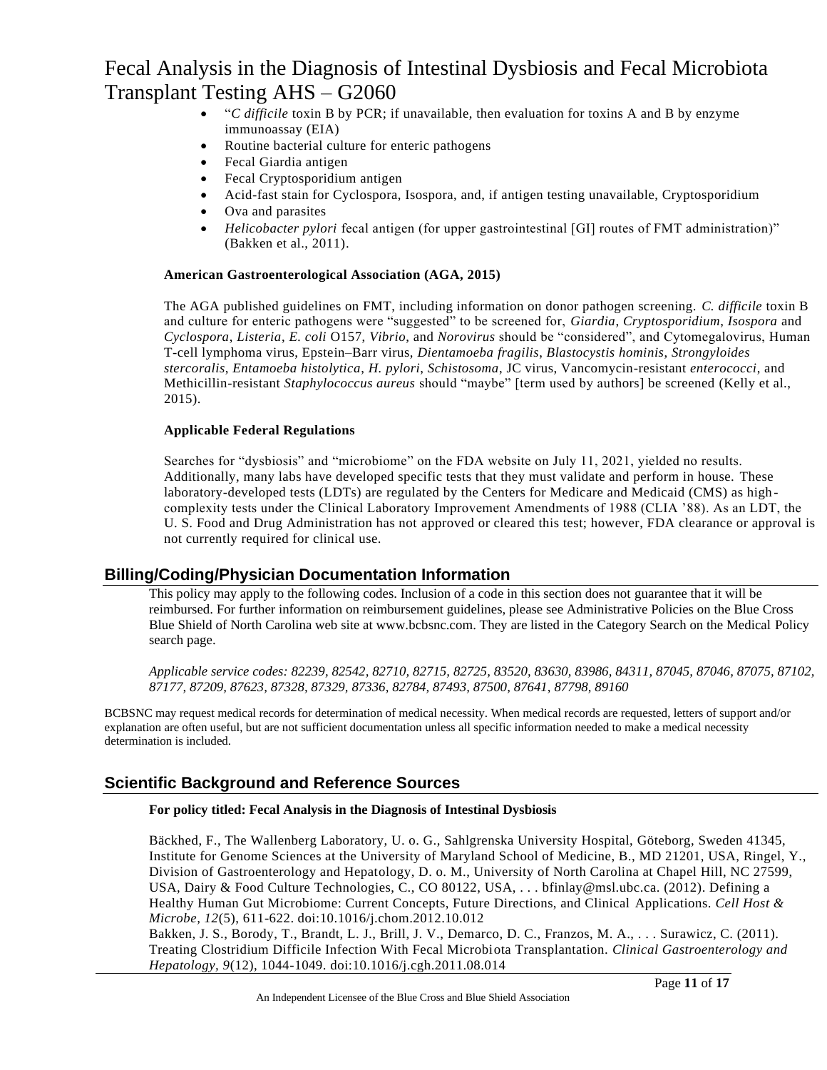- "*C difficile* toxin B by PCR; if unavailable, then evaluation for toxins A and B by enzyme immunoassay (EIA)
- Routine bacterial culture for enteric pathogens
- Fecal Giardia antigen
- Fecal Cryptosporidium antigen
- Acid-fast stain for Cyclospora, Isospora, and, if antigen testing unavailable, Cryptosporidium
- Ova and parasites
- *Helicobacter pylori* fecal antigen (for upper gastrointestinal [GI] routes of FMT administration)" (Bakken et al., 2011).

**American Gastroenterological Association (AGA, 2015)**

The AGA published guidelines on FMT, including information on donor pathogen screening. *C. difficile* toxin B and culture for enteric pathogens were "suggested" to be screened for, *Giardia*, *Cryptosporidium*, *Isospora* and *Cyclospora*, *Listeria*, *E. coli* O157, *Vibrio*, and *Norovirus* should be "considered", and Cytomegalovirus, Human T-cell lymphoma virus, Epstein–Barr virus, *Dientamoeba fragilis*, *Blastocystis hominis*, *Strongyloides stercoralis*, *Entamoeba histolytica*, *H. pylori*, *Schistosoma*, JC virus, Vancomycin-resistant *enterococci*, and Methicillin-resistant *Staphylococcus aureus* should "maybe" [term used by authors] be screened (Kelly et al., 2015).

**Applicable Federal Regulations**

Searches for "dysbiosis" and "microbiome" on the FDA website on July 11, 2021, yielded no results. Additionally, many labs have developed specific tests that they must validate and perform in house. These laboratory-developed tests (LDTs) are regulated by the Centers for Medicare and Medicaid (CMS) as high-complexity tests under the Clinical Laboratory Improvement Amendments of 1988 (CLIA '88). As an LDT, the U. S. Food and Drug Administration has not approved or cleared this test; however, FDA clearance or approval is not currently required for clinical use.

## Billing/Coding/Physician Documentation Information

This policy may apply to the following codes. Inclusion of a code in this section does not guarantee that it will be reimbursed. For further information on reimbursement guidelines, please see Administrative Policies on the Blue Cross Blue Shield of North Carolina web site at www.bcbsnc.com. They are listed in the Category Search on the Medical Policy search page.

*Applicable service codes: 82239, 82542, 82710, 82715, 82725, 83520, 83630, 83986, 84311, 87045, 87046, 87075, 87102, 87177, 87209, 87623, 87328, 87329, 87336, 82784, 87493, 87500, 87641, 87798, 89160*

BCBSNC may request medical records for determination of medical necessity. When medical records are requested, letters of support and/or explanation are often useful, but are not sufficient documentation unless all specific information needed to make a medical necessity determination is included.

## Scientific Background and Reference Sources

**For policy titled: Fecal Analysis in the Diagnosis of Intestinal Dysbiosis**

Bäckhed, F., The Wallenberg Laboratory, U. o. G., Sahlgrenska University Hospital, Göteborg, Sweden 41345, Institute for Genome Sciences at the University of Maryland School of Medicine, B., MD 21201, USA, Ringel, Y., Division of Gastroenterology and Hepatology, D. o. M., University of North Carolina at Chapel Hill, NC 27599, USA, Dairy & Food Culture Technologies, C., CO 80122, USA, . . . bfinlay@msl.ubc.ca. (2012). Defining a Healthy Human Gut Microbiome: Current Concepts, Future Directions, and Clinical Applications. *Cell Host & Microbe, 12*(5), 611-622. doi:10.1016/j.chom.2012.10.012

Bakken, J. S., Borody, T., Brandt, L. J., Brill, J. V., Demarco, D. C., Franzos, M. A., . . . Surawicz, C. (2011). Treating Clostridium Difficile Infection With Fecal Microbiota Transplantation. *Clinical Gastroenterology and Hepatology, 9*(12), 1044-1049. doi:10.1016/j.cgh.2011.08.014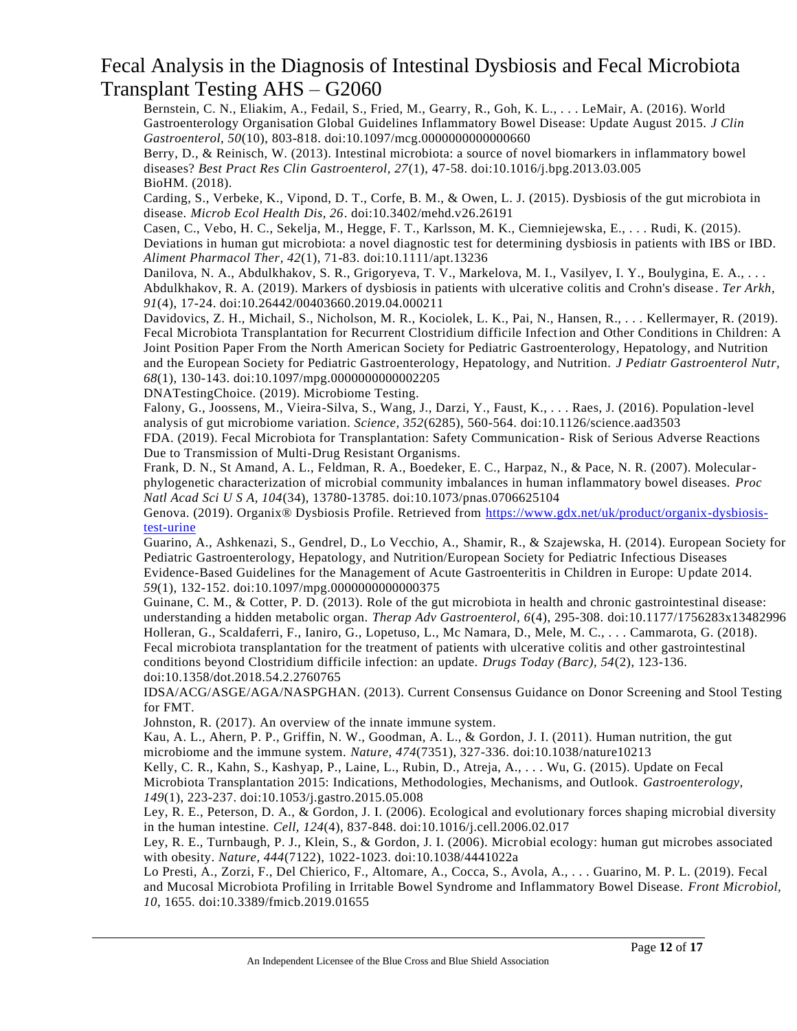Bernstein, C. N., Eliakim, A., Fedail, S., Fried, M., Gearry, R., Goh, K. L., . . . LeMair, A. (2016). World Gastroenterology Organisation Global Guidelines Inflammatory Bowel Disease: Update August 2015. *J Clin Gastroenterol, 50*(10), 803-818. doi:10.1097/mcg.0000000000000660

Berry, D., & Reinisch, W. (2013). Intestinal microbiota: a source of novel biomarkers in inflammatory bowel diseases? *Best Pract Res Clin Gastroenterol, 27*(1), 47-58. doi:10.1016/j.bpg.2013.03.005

BioHM. (2018).

Carding, S., Verbeke, K., Vipond, D. T., Corfe, B. M., & Owen, L. J. (2015). Dysbiosis of the gut microbiota in disease. *Microb Ecol Health Dis, 26*. doi:10.3402/mehd.v26.26191

Casen, C., Vebo, H. C., Sekelja, M., Hegge, F. T., Karlsson, M. K., Ciemniejewska, E., . . . Rudi, K. (2015). Deviations in human gut microbiota: a novel diagnostic test for determining dysbiosis in patients with IBS or IBD. *Aliment Pharmacol Ther, 42*(1), 71-83. doi:10.1111/apt.13236

Danilova, N. A., Abdulkhakov, S. R., Grigoryeva, T. V., Markelova, M. I., Vasilyev, I. Y., Boulygina, E. A., . . . Abdulkhakov, R. A. (2019). Markers of dysbiosis in patients with ulcerative colitis and Crohn's disease. *Ter Arkh, 91*(4), 17-24. doi:10.26442/00403660.2019.04.000211

Davidovics, Z. H., Michail, S., Nicholson, M. R., Kociolek, L. K., Pai, N., Hansen, R., . . . Kellermayer, R. (2019). Fecal Microbiota Transplantation for Recurrent Clostridium difficile Infection and Other Conditions in Children: A Joint Position Paper From the North American Society for Pediatric Gastroenterology, Hepatology, and Nutrition and the European Society for Pediatric Gastroenterology, Hepatology, and Nutrition. *J Pediatr Gastroenterol Nutr, 68*(1), 130-143. doi:10.1097/mpg.0000000000002205

DNATestingChoice. (2019). Microbiome Testing.

Falony, G., Joossens, M., Vieira-Silva, S., Wang, J., Darzi, Y., Faust, K., . . . Raes, J. (2016). Population-level analysis of gut microbiome variation. *Science, 352*(6285), 560-564. doi:10.1126/science.aad3503

FDA. (2019). Fecal Microbiota for Transplantation: Safety Communication- Risk of Serious Adverse Reactions Due to Transmission of Multi-Drug Resistant Organisms.

Frank, D. N., St Amand, A. L., Feldman, R. A., Boedeker, E. C., Harpaz, N., & Pace, N. R. (2007). Molecular-phylogenetic characterization of microbial community imbalances in human inflammatory bowel diseases. *Proc Natl Acad Sci U S A, 104*(34), 13780-13785. doi:10.1073/pnas.0706625104

Genova. (2019). Organix® Dysbiosis Profile. Retrieved from [https://www.gdx.net/uk/product/organix-dysbiosis-test-urine](https://www.gdx.net/uk/product/organix-dysbiosis-test-urine)

Guarino, A., Ashkenazi, S., Gendrel, D., Lo Vecchio, A., Shamir, R., & Szajewska, H. (2014). European Society for Pediatric Gastroenterology, Hepatology, and Nutrition/European Society for Pediatric Infectious Diseases Evidence-Based Guidelines for the Management of Acute Gastroenteritis in Children in Europe: Update 2014. *59*(1), 132-152. doi:10.1097/mpg.0000000000000375

Guinane, C. M., & Cotter, P. D. (2013). Role of the gut microbiota in health and chronic gastrointestinal disease: understanding a hidden metabolic organ. *Therap Adv Gastroenterol, 6*(4), 295-308. doi:10.1177/1756283x13482996

Holleran, G., Scaldaferri, F., Ianiro, G., Lopetuso, L., Mc Namara, D., Mele, M. C., . . . Cammarota, G. (2018). Fecal microbiota transplantation for the treatment of patients with ulcerative colitis and other gastrointestinal conditions beyond Clostridium difficile infection: an update. *Drugs Today (Barc), 54*(2), 123-136. doi:10.1358/dot.2018.54.2.2760765

IDSA/ACG/ASGE/AGA/NASPGHAN. (2013). Current Consensus Guidance on Donor Screening and Stool Testing for FMT.

Johnston, R. (2017). An overview of the innate immune system.

Kau, A. L., Ahern, P. P., Griffin, N. W., Goodman, A. L., & Gordon, J. I. (2011). Human nutrition, the gut microbiome and the immune system. *Nature, 474*(7351), 327-336. doi:10.1038/nature10213

Kelly, C. R., Kahn, S., Kashyap, P., Laine, L., Rubin, D., Atreja, A., . . . Wu, G. (2015). Update on Fecal Microbiota Transplantation 2015: Indications, Methodologies, Mechanisms, and Outlook. *Gastroenterology, 149*(1), 223-237. doi:10.1053/j.gastro.2015.05.008

Ley, R. E., Peterson, D. A., & Gordon, J. I. (2006). Ecological and evolutionary forces shaping microbial diversity in the human intestine. *Cell, 124*(4), 837-848. doi:10.1016/j.cell.2006.02.017

Ley, R. E., Turnbaugh, P. J., Klein, S., & Gordon, J. I. (2006). Microbial ecology: human gut microbes associated with obesity. *Nature, 444*(7122), 1022-1023. doi:10.1038/4441022a

Lo Presti, A., Zorzi, F., Del Chierico, F., Altomare, A., Cocca, S., Avola, A., . . . Guarino, M. P. L. (2019). Fecal and Mucosal Microbiota Profiling in Irritable Bowel Syndrome and Inflammatory Bowel Disease. *Front Microbiol, 10*, 1655. doi:10.3389/fmicb.2019.01655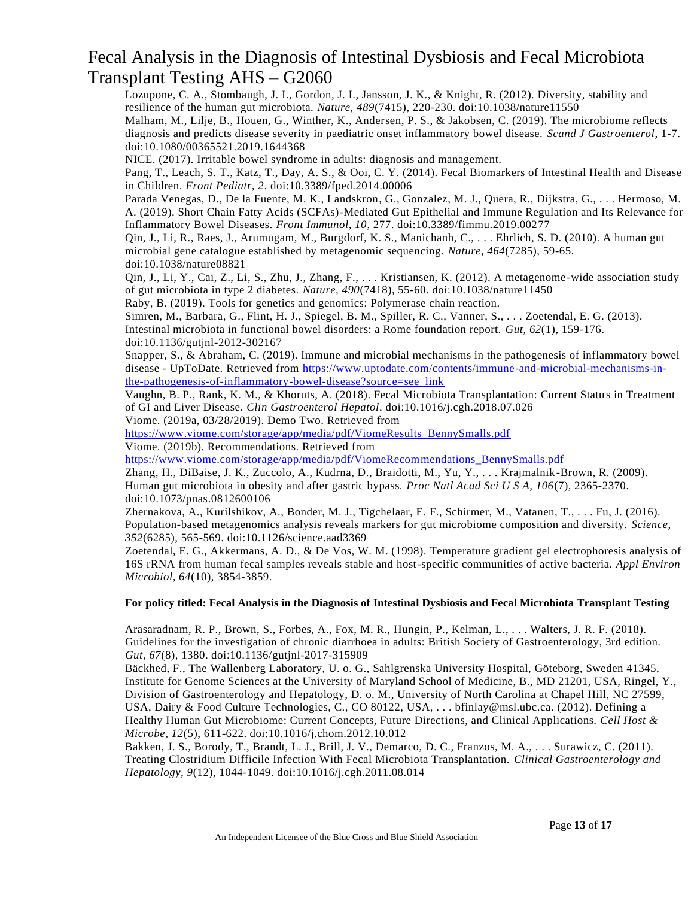Lozupone, C. A., Stombaugh, J. I., Gordon, J. I., Jansson, J. K., & Knight, R. (2012). Diversity, stability and resilience of the human gut microbiota. *Nature, 489*(7415), 220-230. doi:10.1038/nature11550

Malham, M., Lilje, B., Houen, G., Winther, K., Andersen, P. S., & Jakobsen, C. (2019). The microbiome reflects diagnosis and predicts disease severity in paediatric onset inflammatory bowel disease. *Scand J Gastroenterol*, 1-7. doi:10.1080/00365521.2019.1644368

NICE. (2017). Irritable bowel syndrome in adults: diagnosis and management.

Pang, T., Leach, S. T., Katz, T., Day, A. S., & Ooi, C. Y. (2014). Fecal Biomarkers of Intestinal Health and Disease in Children. *Front Pediatr, 2*. doi:10.3389/fped.2014.00006

Parada Venegas, D., De la Fuente, M. K., Landskron, G., Gonzalez, M. J., Quera, R., Dijkstra, G., . . . Hermoso, M. A. (2019). Short Chain Fatty Acids (SCFAs)-Mediated Gut Epithelial and Immune Regulation and Its Relevance for Inflammatory Bowel Diseases. *Front Immunol, 10*, 277. doi:10.3389/fimmu.2019.00277

Qin, J., Li, R., Raes, J., Arumugam, M., Burgdorf, K. S., Manichanh, C., . . . Ehrlich, S. D. (2010). A human gut microbial gene catalogue established by metagenomic sequencing. *Nature, 464*(7285), 59-65. doi:10.1038/nature08821

Qin, J., Li, Y., Cai, Z., Li, S., Zhu, J., Zhang, F., . . . Kristiansen, K. (2012). A metagenome-wide association study of gut microbiota in type 2 diabetes. *Nature, 490*(7418), 55-60. doi:10.1038/nature11450

Raby, B. (2019). Tools for genetics and genomics: Polymerase chain reaction.

Simren, M., Barbara, G., Flint, H. J., Spiegel, B. M., Spiller, R. C., Vanner, S., . . . Zoetendal, E. G. (2013). Intestinal microbiota in functional bowel disorders: a Rome foundation report. *Gut, 62*(1), 159-176. doi:10.1136/gutjnl-2012-302167

Snapper, S., & Abraham, C. (2019). Immune and microbial mechanisms in the pathogenesis of inflammatory bowel disease - UpToDate. Retrieved from https://www.uptodate.com/contents/immune-and-microbial-mechanisms-in-the-pathogenesis-of-inflammatory-bowel-disease?source=see_link

Vaughn, B. P., Rank, K. M., & Khoruts, A. (2018). Fecal Microbiota Transplantation: Current Status in Treatment of GI and Liver Disease. *Clin Gastroenterol Hepatol*. doi:10.1016/j.cgh.2018.07.026

Viome. (2019a, 03/28/2019). Demo Two. Retrieved from https://www.viome.com/storage/app/media/pdf/ViomeResults_BennySmalls.pdf

Viome. (2019b). Recommendations. Retrieved from https://www.viome.com/storage/app/media/pdf/ViomeRecommendations_BennySmalls.pdf

Zhang, H., DiBaise, J. K., Zuccolo, A., Kudrna, D., Braidotti, M., Yu, Y., . . . Krajmalnik-Brown, R. (2009). Human gut microbiota in obesity and after gastric bypass. *Proc Natl Acad Sci U S A, 106*(7), 2365-2370. doi:10.1073/pnas.0812600106

Zhernakova, A., Kurilshikov, A., Bonder, M. J., Tigchelaar, E. F., Schirmer, M., Vatanen, T., . . . Fu, J. (2016). Population-based metagenomics analysis reveals markers for gut microbiome composition and diversity. *Science, 352*(6285), 565-569. doi:10.1126/science.aad3369

Zoetendal, E. G., Akkermans, A. D., & De Vos, W. M. (1998). Temperature gradient gel electrophoresis analysis of 16S rRNA from human fecal samples reveals stable and host-specific communities of active bacteria. *Appl Environ Microbiol, 64*(10), 3854-3859.

**For policy titled: Fecal Analysis in the Diagnosis of Intestinal Dysbiosis and Fecal Microbiota Transplant Testing**

Arasaradnam, R. P., Brown, S., Forbes, A., Fox, M. R., Hungin, P., Kelman, L., . . . Walters, J. R. F. (2018). Guidelines for the investigation of chronic diarrhoea in adults: British Society of Gastroenterology, 3rd edition. *Gut, 67*(8), 1380. doi:10.1136/gutjnl-2017-315909

Bäckhed, F., The Wallenberg Laboratory, U. o. G., Sahlgrenska University Hospital, Göteborg, Sweden 41345, Institute for Genome Sciences at the University of Maryland School of Medicine, B., MD 21201, USA, Ringel, Y., Division of Gastroenterology and Hepatology, D. o. M., University of North Carolina at Chapel Hill, NC 27599, USA, Dairy & Food Culture Technologies, C., CO 80122, USA, . . . bfinlay@msl.ubc.ca. (2012). Defining a Healthy Human Gut Microbiome: Current Concepts, Future Directions, and Clinical Applications. *Cell Host & Microbe, 12*(5), 611-622. doi:10.1016/j.chom.2012.10.012

Bakken, J. S., Borody, T., Brandt, L. J., Brill, J. V., Demarco, D. C., Franzos, M. A., . . . Surawicz, C. (2011). Treating Clostridium Difficile Infection With Fecal Microbiota Transplantation. *Clinical Gastroenterology and Hepatology, 9*(12), 1044-1049. doi:10.1016/j.cgh.2011.08.014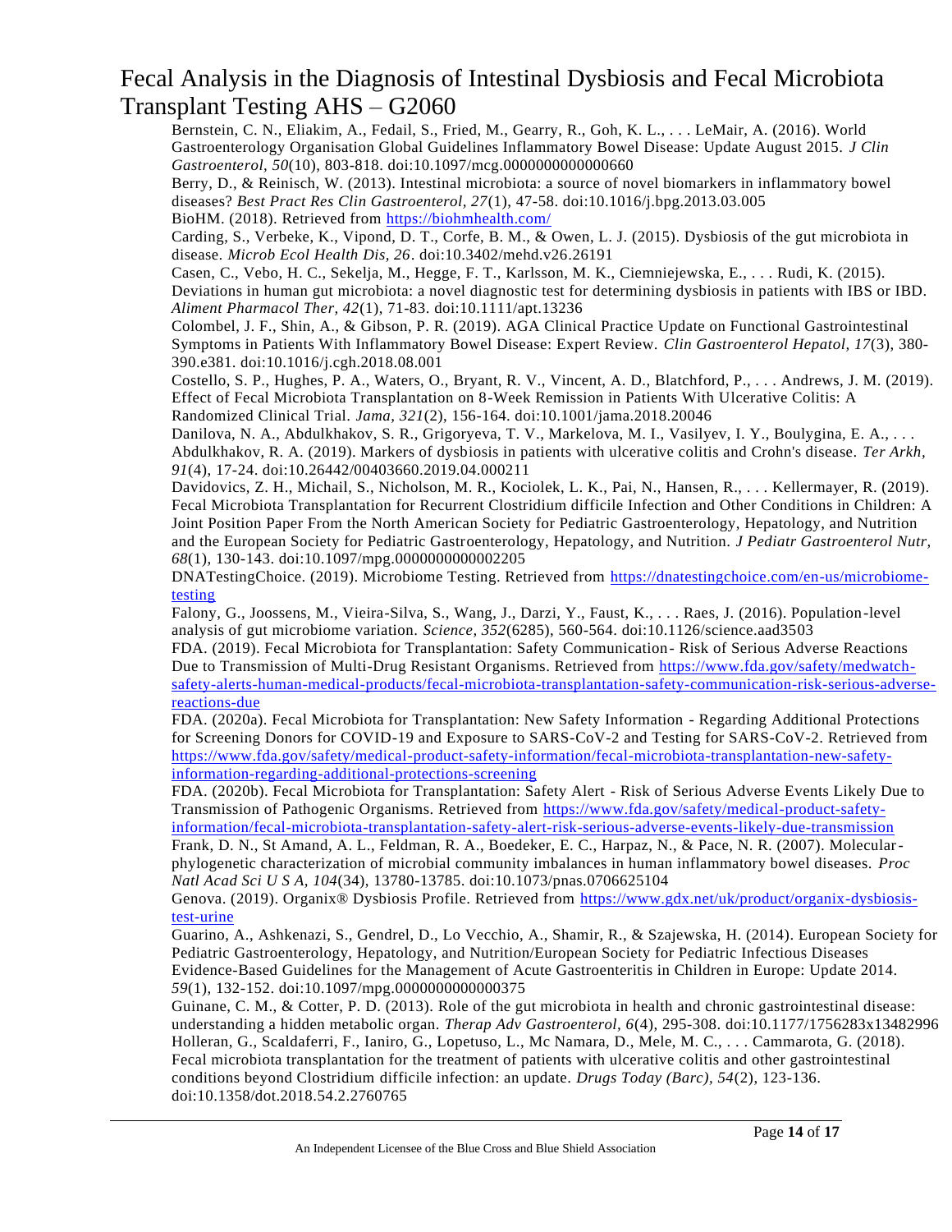Bernstein, C. N., Eliakim, A., Fedail, S., Fried, M., Gearry, R., Goh, K. L., . . . LeMair, A. (2016). World Gastroenterology Organisation Global Guidelines Inflammatory Bowel Disease: Update August 2015. *J Clin Gastroenterol, 50*(10), 803-818. doi:10.1097/mcg.0000000000000660

Berry, D., & Reinisch, W. (2013). Intestinal microbiota: a source of novel biomarkers in inflammatory bowel diseases? *Best Pract Res Clin Gastroenterol, 27*(1), 47-58. doi:10.1016/j.bpg.2013.03.005

BioHM. (2018). Retrieved from https://biohmhealth.com/

Carding, S., Verbeke, K., Vipond, D. T., Corfe, B. M., & Owen, L. J. (2015). Dysbiosis of the gut microbiota in disease. *Microb Ecol Health Dis, 26*. doi:10.3402/mehd.v26.26191

Casen, C., Vebo, H. C., Sekelja, M., Hegge, F. T., Karlsson, M. K., Ciemniejewska, E., . . . Rudi, K. (2015). Deviations in human gut microbiota: a novel diagnostic test for determining dysbiosis in patients with IBS or IBD. *Aliment Pharmacol Ther, 42*(1), 71-83. doi:10.1111/apt.13236

Colombel, J. F., Shin, A., & Gibson, P. R. (2019). AGA Clinical Practice Update on Functional Gastrointestinal Symptoms in Patients With Inflammatory Bowel Disease: Expert Review. *Clin Gastroenterol Hepatol, 17*(3), 380-390.e381. doi:10.1016/j.cgh.2018.08.001

Costello, S. P., Hughes, P. A., Waters, O., Bryant, R. V., Vincent, A. D., Blatchford, P., . . . Andrews, J. M. (2019). Effect of Fecal Microbiota Transplantation on 8-Week Remission in Patients With Ulcerative Colitis: A Randomized Clinical Trial. *Jama, 321*(2), 156-164. doi:10.1001/jama.2018.20046

Danilova, N. A., Abdulkhakov, S. R., Grigoryeva, T. V., Markelova, M. I., Vasilyev, I. Y., Boulygina, E. A., . . . Abdulkhakov, R. A. (2019). Markers of dysbiosis in patients with ulcerative colitis and Crohn's disease. *Ter Arkh, 91*(4), 17-24. doi:10.26442/00403660.2019.04.000211

Davidovics, Z. H., Michail, S., Nicholson, M. R., Kociolek, L. K., Pai, N., Hansen, R., . . . Kellermayer, R. (2019). Fecal Microbiota Transplantation for Recurrent Clostridium difficile Infection and Other Conditions in Children: A Joint Position Paper From the North American Society for Pediatric Gastroenterology, Hepatology, and Nutrition and the European Society for Pediatric Gastroenterology, Hepatology, and Nutrition. *J Pediatr Gastroenterol Nutr, 68*(1), 130-143. doi:10.1097/mpg.0000000000002205

DNATestingChoice. (2019). Microbiome Testing. Retrieved from https://dnatestingchoice.com/en-us/microbiome-testing

Falony, G., Joossens, M., Vieira-Silva, S., Wang, J., Darzi, Y., Faust, K., . . . Raes, J. (2016). Population-level analysis of gut microbiome variation. *Science, 352*(6285), 560-564. doi:10.1126/science.aad3503

FDA. (2019). Fecal Microbiota for Transplantation: Safety Communication- Risk of Serious Adverse Reactions Due to Transmission of Multi-Drug Resistant Organisms. Retrieved from https://www.fda.gov/safety/medwatch-safety-alerts-human-medical-products/fecal-microbiota-transplantation-safety-communication-risk-serious-adverse-reactions-due

FDA. (2020a). Fecal Microbiota for Transplantation: New Safety Information - Regarding Additional Protections for Screening Donors for COVID-19 and Exposure to SARS-CoV-2 and Testing for SARS-CoV-2. Retrieved from https://www.fda.gov/safety/medical-product-safety-information/fecal-microbiota-transplantation-new-safety-information-regarding-additional-protections-screening

FDA. (2020b). Fecal Microbiota for Transplantation: Safety Alert - Risk of Serious Adverse Events Likely Due to Transmission of Pathogenic Organisms. Retrieved from https://www.fda.gov/safety/medical-product-safety-information/fecal-microbiota-transplantation-safety-alert-risk-serious-adverse-events-likely-due-transmission

Frank, D. N., St Amand, A. L., Feldman, R. A., Boedeker, E. C., Harpaz, N., & Pace, N. R. (2007). Molecular-phylogenetic characterization of microbial community imbalances in human inflammatory bowel diseases. *Proc Natl Acad Sci U S A, 104*(34), 13780-13785. doi:10.1073/pnas.0706625104

Genova. (2019). Organix® Dysbiosis Profile. Retrieved from https://www.gdx.net/uk/product/organix-dysbiosis-test-urine

Guarino, A., Ashkenazi, S., Gendrel, D., Lo Vecchio, A., Shamir, R., & Szajewska, H. (2014). European Society for Pediatric Gastroenterology, Hepatology, and Nutrition/European Society for Pediatric Infectious Diseases Evidence-Based Guidelines for the Management of Acute Gastroenteritis in Children in Europe: Update 2014. *59*(1), 132-152. doi:10.1097/mpg.0000000000000375

Guinane, C. M., & Cotter, P. D. (2013). Role of the gut microbiota in health and chronic gastrointestinal disease: understanding a hidden metabolic organ. *Therap Adv Gastroenterol, 6*(4), 295-308. doi:10.1177/1756283x13482996

Holleran, G., Scaldaferri, F., Ianiro, G., Lopetuso, L., Mc Namara, D., Mele, M. C., . . . Cammarota, G. (2018). Fecal microbiota transplantation for the treatment of patients with ulcerative colitis and other gastrointestinal conditions beyond Clostridium difficile infection: an update. *Drugs Today (Barc), 54*(2), 123-136. doi:10.1358/dot.2018.54.2.2760765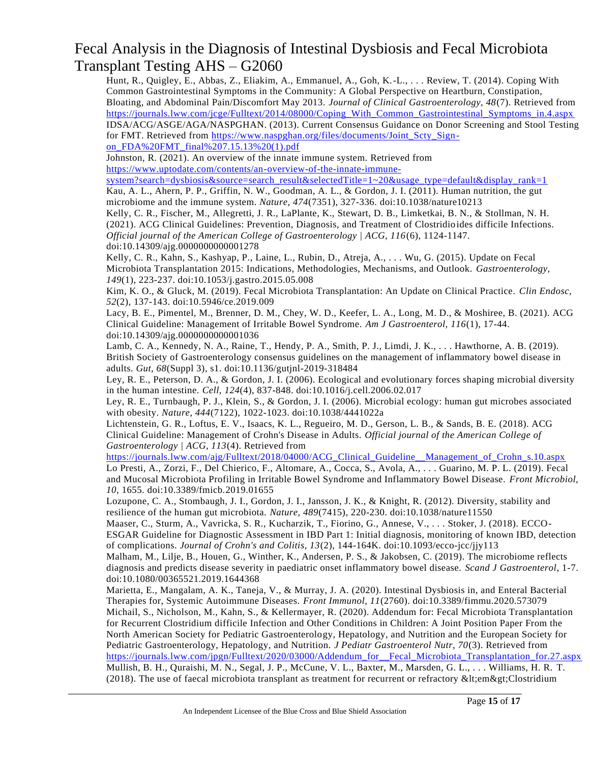Hunt, R., Quigley, E., Abbas, Z., Eliakim, A., Emmanuel, A., Goh, K.-L., . . . Review, T. (2014). Coping With Common Gastrointestinal Symptoms in the Community: A Global Perspective on Heartburn, Constipation, Bloating, and Abdominal Pain/Discomfort May 2013. *Journal of Clinical Gastroenterology, 48*(7). Retrieved from https://journals.lww.com/jcge/Fulltext/2014/08000/Coping_With_Common_Gastrointestinal_Symptoms_in.4.aspx

IDSA/ACG/ASGE/AGA/NASPGHAN. (2013). Current Consensus Guidance on Donor Screening and Stool Testing for FMT. Retrieved from https://www.naspghan.org/files/documents/Joint_Scty_Sign-on_FDA%20FMT_final%207.15.13%20(1).pdf

Johnston, R. (2021). An overview of the innate immune system. Retrieved from https://www.uptodate.com/contents/an-overview-of-the-innate-immune-system?search=dysbiosis&source=search_result&selectedTitle=1~20&usage_type=default&display_rank=1

Kau, A. L., Ahern, P. P., Griffin, N. W., Goodman, A. L., & Gordon, J. I. (2011). Human nutrition, the gut microbiome and the immune system. *Nature, 474*(7351), 327-336. doi:10.1038/nature10213

Kelly, C. R., Fischer, M., Allegretti, J. R., LaPlante, K., Stewart, D. B., Limketkai, B. N., & Stollman, N. H. (2021). ACG Clinical Guidelines: Prevention, Diagnosis, and Treatment of Clostridioides difficile Infections. *Official journal of the American College of Gastroenterology | ACG, 116*(6), 1124-1147. doi:10.14309/ajg.0000000000001278

Kelly, C. R., Kahn, S., Kashyap, P., Laine, L., Rubin, D., Atreja, A., . . . Wu, G. (2015). Update on Fecal Microbiota Transplantation 2015: Indications, Methodologies, Mechanisms, and Outlook. *Gastroenterology, 149*(1), 223-237. doi:10.1053/j.gastro.2015.05.008

Kim, K. O., & Gluck, M. (2019). Fecal Microbiota Transplantation: An Update on Clinical Practice. *Clin Endosc, 52*(2), 137-143. doi:10.5946/ce.2019.009

Lacy, B. E., Pimentel, M., Brenner, D. M., Chey, W. D., Keefer, L. A., Long, M. D., & Moshiree, B. (2021). ACG Clinical Guideline: Management of Irritable Bowel Syndrome. *Am J Gastroenterol, 116*(1), 17-44. doi:10.14309/ajg.0000000000001036

Lamb, C. A., Kennedy, N. A., Raine, T., Hendy, P. A., Smith, P. J., Limdi, J. K., . . . Hawthorne, A. B. (2019). British Society of Gastroenterology consensus guidelines on the management of inflammatory bowel disease in adults. *Gut, 68*(Suppl 3), s1. doi:10.1136/gutjnl-2019-318484

Ley, R. E., Peterson, D. A., & Gordon, J. I. (2006). Ecological and evolutionary forces shaping microbial diversity in the human intestine. *Cell, 124*(4), 837-848. doi:10.1016/j.cell.2006.02.017

Ley, R. E., Turnbaugh, P. J., Klein, S., & Gordon, J. I. (2006). Microbial ecology: human gut microbes associated with obesity. *Nature, 444*(7122), 1022-1023. doi:10.1038/4441022a

Lichtenstein, G. R., Loftus, E. V., Isaacs, K. L., Regueiro, M. D., Gerson, L. B., & Sands, B. E. (2018). ACG Clinical Guideline: Management of Crohn's Disease in Adults. *Official journal of the American College of Gastroenterology | ACG, 113*(4). Retrieved from https://journals.lww.com/ajg/Fulltext/2018/04000/ACG_Clinical_Guideline__Management_of_Crohn_s.10.aspx

Lo Presti, A., Zorzi, F., Del Chierico, F., Altomare, A., Cocca, S., Avola, A., . . . Guarino, M. P. L. (2019). Fecal and Mucosal Microbiota Profiling in Irritable Bowel Syndrome and Inflammatory Bowel Disease. *Front Microbiol, 10*, 1655. doi:10.3389/fmicb.2019.01655

Lozupone, C. A., Stombaugh, J. I., Gordon, J. I., Jansson, J. K., & Knight, R. (2012). Diversity, stability and resilience of the human gut microbiota. *Nature, 489*(7415), 220-230. doi:10.1038/nature11550

Maaser, C., Sturm, A., Vavricka, S. R., Kucharzik, T., Fiorino, G., Annese, V., . . . Stoker, J. (2018). ECCO-ESGAR Guideline for Diagnostic Assessment in IBD Part 1: Initial diagnosis, monitoring of known IBD, detection of complications. *Journal of Crohn's and Colitis, 13*(2), 144-164K. doi:10.1093/ecco-jcc/jjy113

Malham, M., Lilje, B., Houen, G., Winther, K., Andersen, P. S., & Jakobsen, C. (2019). The microbiome reflects diagnosis and predicts disease severity in paediatric onset inflammatory bowel disease. *Scand J Gastroenterol*, 1-7. doi:10.1080/00365521.2019.1644368

Marietta, E., Mangalam, A. K., Taneja, V., & Murray, J. A. (2020). Intestinal Dysbiosis in, and Enteral Bacterial Therapies for, Systemic Autoimmune Diseases. *Front Immunol, 11*(2760). doi:10.3389/fimmu.2020.573079

Michail, S., Nicholson, M., Kahn, S., & Kellermayer, R. (2020). Addendum for: Fecal Microbiota Transplantation for Recurrent Clostridium difficile Infection and Other Conditions in Children: A Joint Position Paper From the North American Society for Pediatric Gastroenterology, Hepatology, and Nutrition and the European Society for Pediatric Gastroenterology, Hepatology, and Nutrition. *J Pediatr Gastroenterol Nutr, 70*(3). Retrieved from https://journals.lww.com/jpgn/Fulltext/2020/03000/Addendum_for__Fecal_Microbiota_Transplantation_for.27.aspx

Mullish, B. H., Quraishi, M. N., Segal, J. P., McCune, V. L., Baxter, M., Marsden, G. L., . . . Williams, H. R. T. (2018). The use of faecal microbiota transplant as treatment for recurrent or refractory &lt;em&gt;Clostridium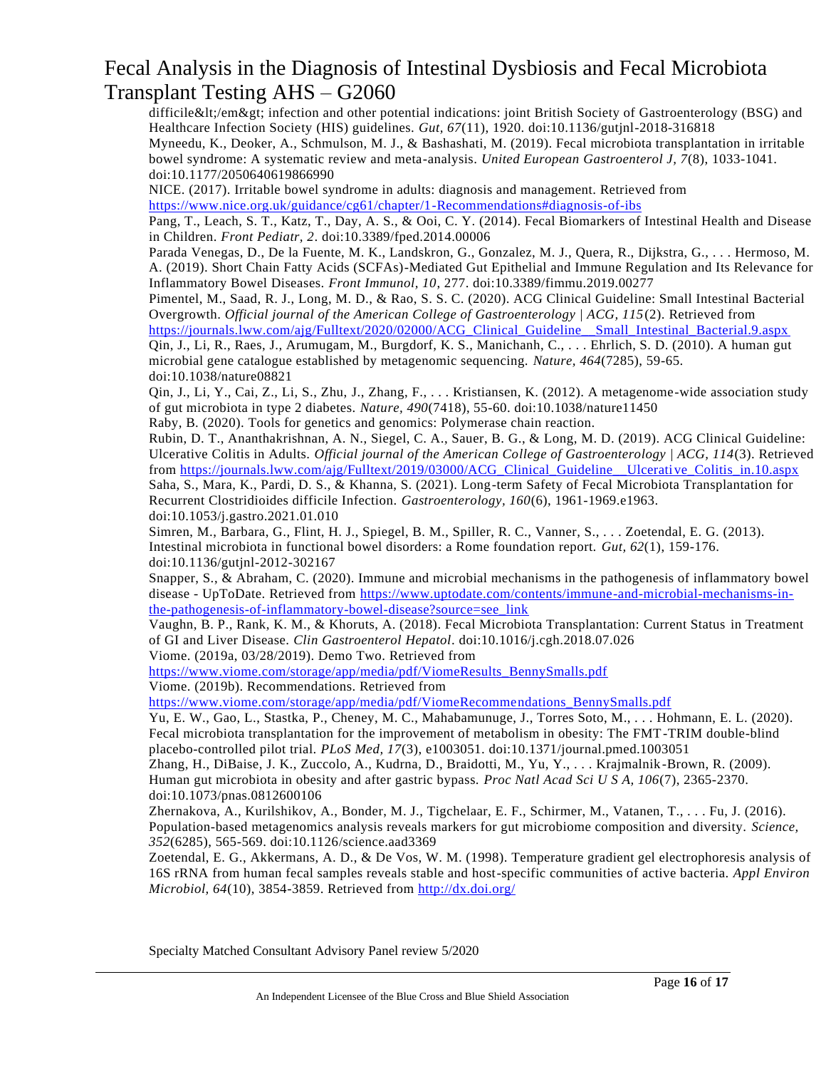difficile&lt;/em&gt; infection and other potential indications: joint British Society of Gastroenterology (BSG) and Healthcare Infection Society (HIS) guidelines. *Gut, 67*(11), 1920. doi:10.1136/gutjnl-2018-316818

Myneedu, K., Deoker, A., Schmulson, M. J., & Bashashati, M. (2019). Fecal microbiota transplantation in irritable bowel syndrome: A systematic review and meta-analysis. *United European Gastroenterol J, 7*(8), 1033-1041. doi:10.1177/2050640619866990

NICE. (2017). Irritable bowel syndrome in adults: diagnosis and management. Retrieved from https://www.nice.org.uk/guidance/cg61/chapter/1-Recommendations#diagnosis-of-ibs

Pang, T., Leach, S. T., Katz, T., Day, A. S., & Ooi, C. Y. (2014). Fecal Biomarkers of Intestinal Health and Disease in Children. *Front Pediatr, 2*. doi:10.3389/fped.2014.00006

Parada Venegas, D., De la Fuente, M. K., Landskron, G., Gonzalez, M. J., Quera, R., Dijkstra, G., . . . Hermoso, M. A. (2019). Short Chain Fatty Acids (SCFAs)-Mediated Gut Epithelial and Immune Regulation and Its Relevance for Inflammatory Bowel Diseases. *Front Immunol, 10*, 277. doi:10.3389/fimmu.2019.00277

Pimentel, M., Saad, R. J., Long, M. D., & Rao, S. S. C. (2020). ACG Clinical Guideline: Small Intestinal Bacterial Overgrowth. *Official journal of the American College of Gastroenterology | ACG, 115*(2). Retrieved from https://journals.lww.com/ajg/Fulltext/2020/02000/ACG_Clinical_Guideline__Small_Intestinal_Bacterial.9.aspx

Qin, J., Li, R., Raes, J., Arumugam, M., Burgdorf, K. S., Manichanh, C., . . . Ehrlich, S. D. (2010). A human gut microbial gene catalogue established by metagenomic sequencing. *Nature, 464*(7285), 59-65. doi:10.1038/nature08821

Qin, J., Li, Y., Cai, Z., Li, S., Zhu, J., Zhang, F., . . . Kristiansen, K. (2012). A metagenome-wide association study of gut microbiota in type 2 diabetes. *Nature, 490*(7418), 55-60. doi:10.1038/nature11450

Raby, B. (2020). Tools for genetics and genomics: Polymerase chain reaction.

Rubin, D. T., Ananthakrishnan, A. N., Siegel, C. A., Sauer, B. G., & Long, M. D. (2019). ACG Clinical Guideline: Ulcerative Colitis in Adults. *Official journal of the American College of Gastroenterology | ACG, 114*(3). Retrieved from https://journals.lww.com/ajg/Fulltext/2019/03000/ACG_Clinical_Guideline__Ulcerative_Colitis_in.10.aspx

Saha, S., Mara, K., Pardi, D. S., & Khanna, S. (2021). Long-term Safety of Fecal Microbiota Transplantation for Recurrent Clostridioides difficile Infection. *Gastroenterology, 160*(6), 1961-1969.e1963. doi:10.1053/j.gastro.2021.01.010

Simren, M., Barbara, G., Flint, H. J., Spiegel, B. M., Spiller, R. C., Vanner, S., . . . Zoetendal, E. G. (2013). Intestinal microbiota in functional bowel disorders: a Rome foundation report. *Gut, 62*(1), 159-176. doi:10.1136/gutjnl-2012-302167

Snapper, S., & Abraham, C. (2020). Immune and microbial mechanisms in the pathogenesis of inflammatory bowel disease - UpToDate. Retrieved from https://www.uptodate.com/contents/immune-and-microbial-mechanisms-in-the-pathogenesis-of-inflammatory-bowel-disease?source=see_link

Vaughn, B. P., Rank, K. M., & Khoruts, A. (2018). Fecal Microbiota Transplantation: Current Status in Treatment of GI and Liver Disease. *Clin Gastroenterol Hepatol*. doi:10.1016/j.cgh.2018.07.026

Viome. (2019a, 03/28/2019). Demo Two. Retrieved from https://www.viome.com/storage/app/media/pdf/ViomeResults_BennySmalls.pdf

Viome. (2019b). Recommendations. Retrieved from https://www.viome.com/storage/app/media/pdf/ViomeRecommendations_BennySmalls.pdf

Yu, E. W., Gao, L., Stastka, P., Cheney, M. C., Mahabamunuge, J., Torres Soto, M., . . . Hohmann, E. L. (2020). Fecal microbiota transplantation for the improvement of metabolism in obesity: The FMT-TRIM double-blind placebo-controlled pilot trial. *PLoS Med, 17*(3), e1003051. doi:10.1371/journal.pmed.1003051

Zhang, H., DiBaise, J. K., Zuccolo, A., Kudrna, D., Braidotti, M., Yu, Y., . . . Krajmalnik-Brown, R. (2009). Human gut microbiota in obesity and after gastric bypass. *Proc Natl Acad Sci U S A, 106*(7), 2365-2370. doi:10.1073/pnas.0812600106

Zhernakova, A., Kurilshikov, A., Bonder, M. J., Tigchelaar, E. F., Schirmer, M., Vatanen, T., . . . Fu, J. (2016). Population-based metagenomics analysis reveals markers for gut microbiome composition and diversity. *Science, 352*(6285), 565-569. doi:10.1126/science.aad3369

Zoetendal, E. G., Akkermans, A. D., & De Vos, W. M. (1998). Temperature gradient gel electrophoresis analysis of 16S rRNA from human fecal samples reveals stable and host-specific communities of active bacteria. *Appl Environ Microbiol, 64*(10), 3854-3859. Retrieved from http://dx.doi.org/

Specialty Matched Consultant Advisory Panel review 5/2020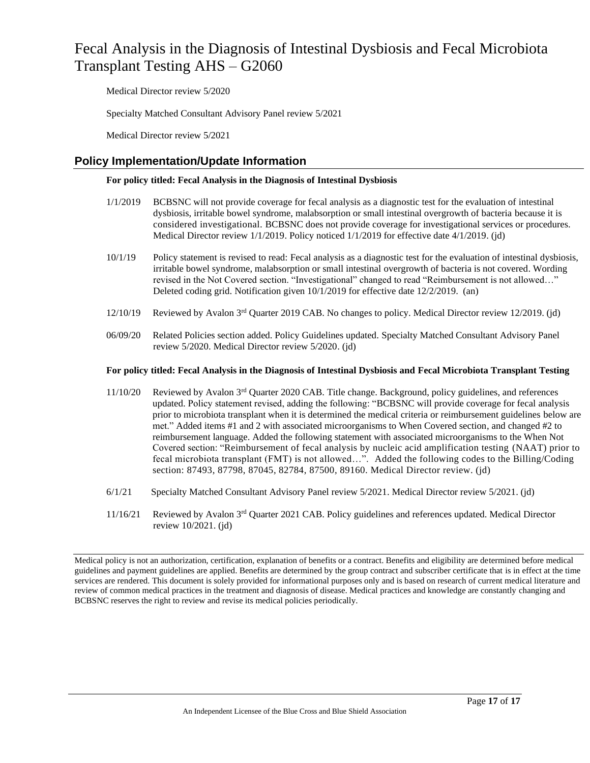Medical Director review 5/2020

Specialty Matched Consultant Advisory Panel review 5/2021

Medical Director review 5/2021

## Policy Implementation/Update Information

**For policy titled: Fecal Analysis in the Diagnosis of Intestinal Dysbiosis**

1/1/2019 BCBSNC will not provide coverage for fecal analysis as a diagnostic test for the evaluation of intestinal dysbiosis, irritable bowel syndrome, malabsorption or small intestinal overgrowth of bacteria because it is considered investigational. BCBSNC does not provide coverage for investigational services or procedures. Medical Director review 1/1/2019. Policy noticed 1/1/2019 for effective date 4/1/2019. (jd)

10/1/19 Policy statement is revised to read: Fecal analysis as a diagnostic test for the evaluation of intestinal dysbiosis, irritable bowel syndrome, malabsorption or small intestinal overgrowth of bacteria is not covered. Wording revised in the Not Covered section. "Investigational" changed to read "Reimbursement is not allowed…" Deleted coding grid. Notification given 10/1/2019 for effective date 12/2/2019. (an)

12/10/19 Reviewed by Avalon 3rd Quarter 2019 CAB. No changes to policy. Medical Director review 12/2019. (jd)

06/09/20 Related Policies section added. Policy Guidelines updated. Specialty Matched Consultant Advisory Panel review 5/2020. Medical Director review 5/2020. (jd)

**For policy titled: Fecal Analysis in the Diagnosis of Intestinal Dysbiosis and Fecal Microbiota Transplant Testing**

11/10/20 Reviewed by Avalon 3rd Quarter 2020 CAB. Title change. Background, policy guidelines, and references updated. Policy statement revised, adding the following: "BCBSNC will provide coverage for fecal analysis prior to microbiota transplant when it is determined the medical criteria or reimbursement guidelines below are met." Added items #1 and 2 with associated microorganisms to When Covered section, and changed #2 to reimbursement language. Added the following statement with associated microorganisms to the When Not Covered section: "Reimbursement of fecal analysis by nucleic acid amplification testing (NAAT) prior to fecal microbiota transplant (FMT) is not allowed…". Added the following codes to the Billing/Coding section: 87493, 87798, 87045, 82784, 87500, 89160. Medical Director review. (jd)

6/1/21 Specialty Matched Consultant Advisory Panel review 5/2021. Medical Director review 5/2021. (jd)

11/16/21 Reviewed by Avalon 3rd Quarter 2021 CAB. Policy guidelines and references updated. Medical Director review 10/2021. (jd)

---

Medical policy is not an authorization, certification, explanation of benefits or a contract. Benefits and eligibility are determined before medical guidelines and payment guidelines are applied. Benefits are determined by the group contract and subscriber certificate that is in effect at the time services are rendered. This document is solely provided for informational purposes only and is based on research of current medical literature and review of common medical practices in the treatment and diagnosis of disease. Medical practices and knowledge are constantly changing and BCBSNC reserves the right to review and revise its medical policies periodically.